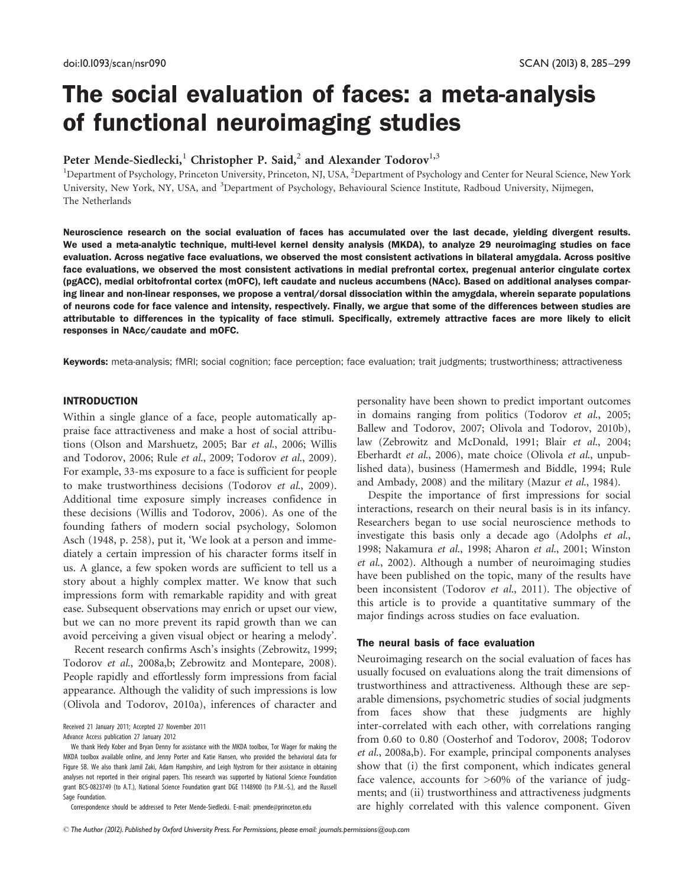# The social evaluation of faces: a meta-analysis of functional neuroimaging studies

Peter Mende-Siedlecki,[1] Christopher P. Said,[2] and Alexander Todorov[1,3]

[1]Department of Psychology, Princeton University, Princeton, NJ, USA, [2]Department of Psychology and Center for Neural Science, New York University, New York, NY, USA, and [3]Department of Psychology, Behavioural Science Institute, Radboud University, Nijmegen, The Netherlands

**Neuroscience research on the social evaluation of faces has accumulated over the last decade, yielding divergent results. We used a meta-analytic technique, multi-level kernel density analysis (MKDA), to analyze 29 neuroimaging studies on face evaluation. Across negative face evaluations, we observed the most consistent activations in bilateral amygdala. Across positive face evaluations, we observed the most consistent activations in medial prefrontal cortex, pregenual anterior cingulate cortex (pgACC), medial orbitofrontal cortex (mOFC), left caudate and nucleus accumbens (NAcc). Based on additional analyses comparing linear and non-linear responses, we propose a ventral/dorsal dissociation within the amygdala, wherein separate populations of neurons code for face valence and intensity, respectively. Finally, we argue that some of the differences between studies are attributable to differences in the typicality of face stimuli. Specifically, extremely attractive faces are more likely to elicit responses in NAcc/caudate and mOFC.**

**Keywords:** meta-analysis; fMRI; social cognition; face perception; face evaluation; trait judgments; trustworthiness; attractiveness

## INTRODUCTION

Within a single glance of a face, people automatically appraise face attractiveness and make a host of social attributions (Olson and Marshuetz, 2005; Bar *et al.*, 2006; Willis and Todorov, 2006; Rule *et al.*, 2009; Todorov *et al.*, 2009). For example, 33-ms exposure to a face is sufficient for people to make trustworthiness decisions (Todorov *et al.*, 2009). Additional time exposure simply increases confidence in these decisions (Willis and Todorov, 2006). As one of the founding fathers of modern social psychology, Solomon Asch (1948, p. 258), put it, 'We look at a person and immediately a certain impression of his character forms itself in us. A glance, a few spoken words are sufficient to tell us a story about a highly complex matter. We know that such impressions form with remarkable rapidity and with great ease. Subsequent observations may enrich or upset our view, but we can no more prevent its rapid growth than we can avoid perceiving a given visual object or hearing a melody'.

Recent research confirms Asch's insights (Zebrowitz, 1999; Todorov *et al.*, 2008a,b; Zebrowitz and Montepare, 2008). People rapidly and effortlessly form impressions from facial appearance. Although the validity of such impressions is low (Olivola and Todorov, 2010a), inferences of character and personality have been shown to predict important outcomes in domains ranging from politics (Todorov *et al.*, 2005; Ballew and Todorov, 2007; Olivola and Todorov, 2010b), law (Zebrowitz and McDonald, 1991; Blair *et al.*, 2004; Eberhardt *et al.*, 2006), mate choice (Olivola *et al.*, unpublished data), business (Hamermesh and Biddle, 1994; Rule and Ambady, 2008) and the military (Mazur *et al.*, 1984).

Despite the importance of first impressions for social interactions, research on their neural basis is in its infancy. Researchers began to use social neuroscience methods to investigate this basis only a decade ago (Adolphs *et al.*, 1998; Nakamura *et al.*, 1998; Aharon *et al.*, 2001; Winston *et al.*, 2002). Although a number of neuroimaging studies have been published on the topic, many of the results have been inconsistent (Todorov *et al.*, 2011). The objective of this article is to provide a quantitative summary of the major findings across studies on face evaluation.

### The neural basis of face evaluation

Neuroimaging research on the social evaluation of faces has usually focused on evaluations along the trait dimensions of trustworthiness and attractiveness. Although these are separable dimensions, psychometric studies of social judgments from faces show that these judgments are highly inter-correlated with each other, with correlations ranging from 0.60 to 0.80 (Oosterhof and Todorov, 2008; Todorov *et al.*, 2008a,b). For example, principal components analyses show that (i) the first component, which indicates general face valence, accounts for >60% of the variance of judgments; and (ii) trustworthiness and attractiveness judgments are highly correlated with this valence component. Given

Received 21 January 2011; Accepted 27 November 2011

Advance Access publication 27 January 2012

We thank Hedy Kober and Bryan Denny for assistance with the MKDA toolbox, Tor Wager for making the MKDA toolbox available online, and Jenny Porter and Katie Hansen, who provided the behavioral data for Figure 5B. We also thank Jamil Zaki, Adam Hampshire, and Leigh Nystrom for their assistance in obtaining analyses not reported in their original papers. This research was supported by National Science Foundation grant BCS-0823749 (to A.T.), National Science Foundation grant DGE 1148900 (to P.M.-S.), and the Russell Sage Foundation.

Correspondence should be addressed to Peter Mende-Siedlecki. E-mail: pmende@princeton.edu

© The Author (2012). Published by Oxford University Press. For Permissions, please email: journals.permissions@oup.com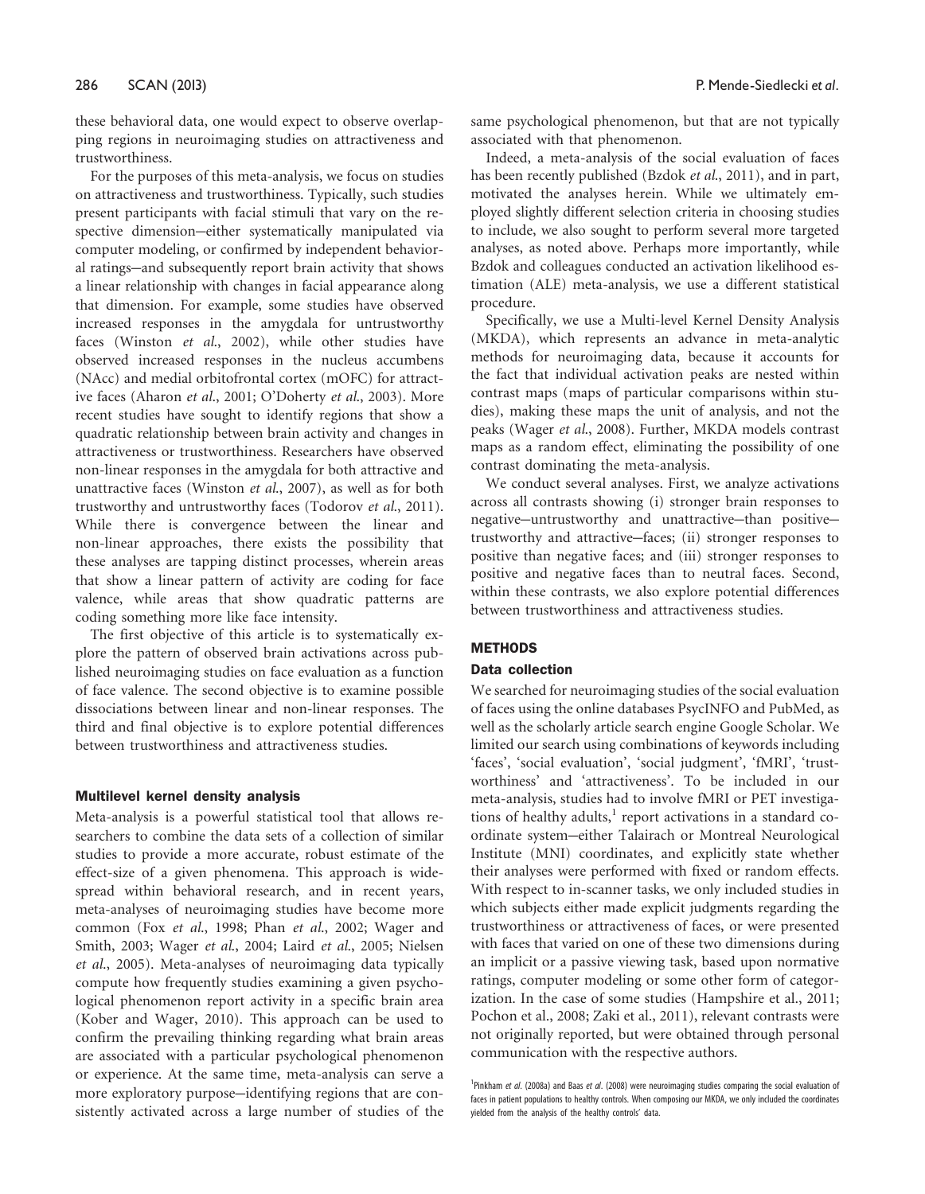these behavioral data, one would expect to observe overlapping regions in neuroimaging studies on attractiveness and trustworthiness.

For the purposes of this meta-analysis, we focus on studies on attractiveness and trustworthiness. Typically, such studies present participants with facial stimuli that vary on the respective dimension—either systematically manipulated via computer modeling, or confirmed by independent behavioral ratings—and subsequently report brain activity that shows a linear relationship with changes in facial appearance along that dimension. For example, some studies have observed increased responses in the amygdala for untrustworthy faces (Winston *et al.*, 2002), while other studies have observed increased responses in the nucleus accumbens (NAcc) and medial orbitofrontal cortex (mOFC) for attractive faces (Aharon *et al.*, 2001; O'Doherty *et al.*, 2003). More recent studies have sought to identify regions that show a quadratic relationship between brain activity and changes in attractiveness or trustworthiness. Researchers have observed non-linear responses in the amygdala for both attractive and unattractive faces (Winston *et al.*, 2007), as well as for both trustworthy and untrustworthy faces (Todorov *et al.*, 2011). While there is convergence between the linear and non-linear approaches, there exists the possibility that these analyses are tapping distinct processes, wherein areas that show a linear pattern of activity are coding for face valence, while areas that show quadratic patterns are coding something more like face intensity.

The first objective of this article is to systematically explore the pattern of observed brain activations across published neuroimaging studies on face evaluation as a function of face valence. The second objective is to examine possible dissociations between linear and non-linear responses. The third and final objective is to explore potential differences between trustworthiness and attractiveness studies.

### Multilevel kernel density analysis

Meta-analysis is a powerful statistical tool that allows researchers to combine the data sets of a collection of similar studies to provide a more accurate, robust estimate of the effect-size of a given phenomena. This approach is widespread within behavioral research, and in recent years, meta-analyses of neuroimaging studies have become more common (Fox *et al.*, 1998; Phan *et al.*, 2002; Wager and Smith, 2003; Wager *et al.*, 2004; Laird *et al.*, 2005; Nielsen *et al.*, 2005). Meta-analyses of neuroimaging data typically compute how frequently studies examining a given psychological phenomenon report activity in a specific brain area (Kober and Wager, 2010). This approach can be used to confirm the prevailing thinking regarding what brain areas are associated with a particular psychological phenomenon or experience. At the same time, meta-analysis can serve a more exploratory purpose—identifying regions that are consistently activated across a large number of studies of the same psychological phenomenon, but that are not typically associated with that phenomenon.

Indeed, a meta-analysis of the social evaluation of faces has been recently published (Bzdok *et al.*, 2011), and in part, motivated the analyses herein. While we ultimately employed slightly different selection criteria in choosing studies to include, we also sought to perform several more targeted analyses, as noted above. Perhaps more importantly, while Bzdok and colleagues conducted an activation likelihood estimation (ALE) meta-analysis, we use a different statistical procedure.

Specifically, we use a Multi-level Kernel Density Analysis (MKDA), which represents an advance in meta-analytic methods for neuroimaging data, because it accounts for the fact that individual activation peaks are nested within contrast maps (maps of particular comparisons within studies), making these maps the unit of analysis, and not the peaks (Wager *et al.*, 2008). Further, MKDA models contrast maps as a random effect, eliminating the possibility of one contrast dominating the meta-analysis.

We conduct several analyses. First, we analyze activations across all contrasts showing (i) stronger brain responses to negative—untrustworthy and unattractive—than positive—trustworthy and attractive—faces; (ii) stronger responses to positive than negative faces; and (iii) stronger responses to positive and negative faces than to neutral faces. Second, within these contrasts, we also explore potential differences between trustworthiness and attractiveness studies.

## METHODS

### Data collection

We searched for neuroimaging studies of the social evaluation of faces using the online databases PsycINFO and PubMed, as well as the scholarly article search engine Google Scholar. We limited our search using combinations of keywords including 'faces', 'social evaluation', 'social judgment', 'fMRI', 'trustworthiness' and 'attractiveness'. To be included in our meta-analysis, studies had to involve fMRI or PET investigations of healthy adults,[1] report activations in a standard coordinate system—either Talairach or Montreal Neurological Institute (MNI) coordinates, and explicitly state whether their analyses were performed with fixed or random effects. With respect to in-scanner tasks, we only included studies in which subjects either made explicit judgments regarding the trustworthiness or attractiveness of faces, or were presented with faces that varied on one of these two dimensions during an implicit or a passive viewing task, based upon normative ratings, computer modeling or some other form of categorization. In the case of some studies (Hampshire et al., 2011; Pochon et al., 2008; Zaki et al., 2011), relevant contrasts were not originally reported, but were obtained through personal communication with the respective authors.

[1] Pinkham *et al.* (2008a) and Baas *et al.* (2008) were neuroimaging studies comparing the social evaluation of faces in patient populations to healthy controls. When composing our MKDA, we only included the coordinates yielded from the analysis of the healthy controls' data.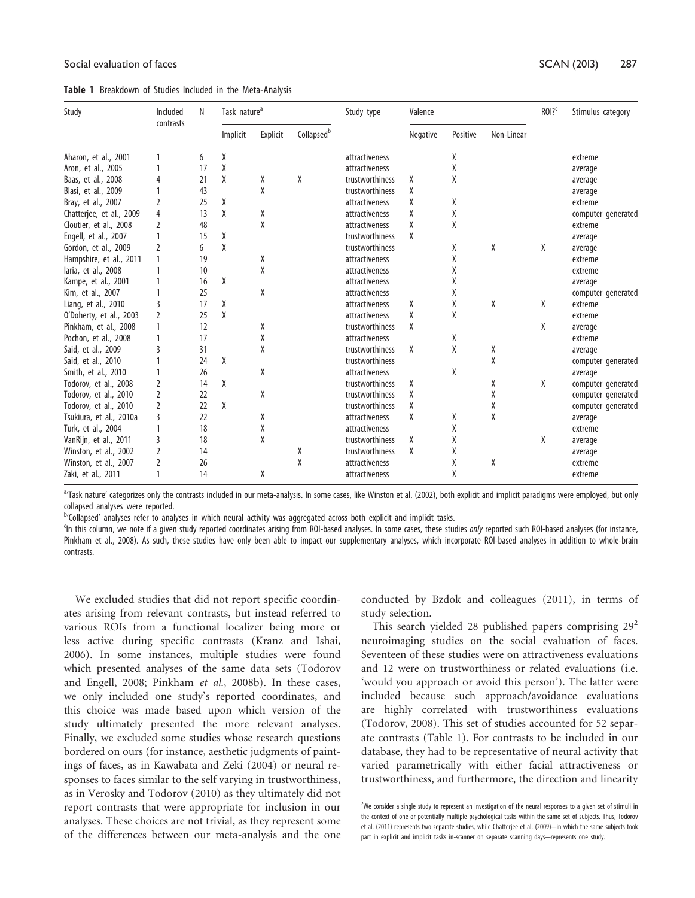**Table 1** Breakdown of Studies Included in the Meta-Analysis

| Study | Included contrasts | N | Task nature[a] | | | Study type | Valence | | | ROI?[c] | Stimulus category |
|---|---|---|---|---|---|---|---|---|---|---|---|
| | | | Implicit | Explicit | Collapsed[b] | | Negative | Positive | Non-Linear | | |
| Aharon, et al., 2001 | 1 | 6 | X | | | attractiveness | | X | | | extreme |
| Aron, et al., 2005 | 1 | 17 | X | | | attractiveness | | X | | | average |
| Baas, et al., 2008 | 4 | 21 | X | X | X | trustworthiness | X | X | | | average |
| Blasi, et al., 2009 | 1 | 43 | | X | | trustworthiness | X | | | | average |
| Bray, et al., 2007 | 2 | 25 | X | | | attractiveness | X | X | | | extreme |
| Chatterjee, et al., 2009 | 4 | 13 | X | X | | attractiveness | X | X | | | computer generated |
| Cloutier, et al., 2008 | 2 | 48 | | X | | attractiveness | X | X | | | extreme |
| Engell, et al., 2007 | 1 | 15 | X | | | trustworthiness | X | | | | average |
| Gordon, et al., 2009 | 2 | 6 | X | | | trustworthiness | | X | X | X | average |
| Hampshire, et al., 2011 | 1 | 19 | | X | | attractiveness | | X | | | extreme |
| Iaria, et al., 2008 | 1 | 10 | | X | | attractiveness | | X | | | extreme |
| Kampe, et al., 2001 | 1 | 16 | X | | | attractiveness | | X | | | average |
| Kim, et al., 2007 | 1 | 25 | | X | | attractiveness | | X | | | computer generated |
| Liang, et al., 2010 | 3 | 17 | X | | | attractiveness | X | X | X | X | extreme |
| O'Doherty, et al., 2003 | 2 | 25 | X | | | attractiveness | X | X | | | extreme |
| Pinkham, et al., 2008 | 1 | 12 | | X | | trustworthiness | X | | | X | average |
| Pochon, et al., 2008 | 1 | 17 | | X | | attractiveness | | X | | | extreme |
| Said, et al., 2009 | 3 | 31 | | X | | trustworthiness | X | X | X | | average |
| Said, et al., 2010 | 1 | 24 | X | | | trustworthiness | | | X | | computer generated |
| Smith, et al., 2010 | 1 | 26 | | X | | attractiveness | | X | | | average |
| Todorov, et al., 2008 | 2 | 14 | X | | | trustworthiness | X | | X | X | computer generated |
| Todorov, et al., 2010 | 2 | 22 | | X | | trustworthiness | X | | X | | computer generated |
| Todorov, et al., 2010 | 2 | 22 | X | | | trustworthiness | X | | X | | computer generated |
| Tsukiura, et al., 2010a | 3 | 22 | | X | | attractiveness | X | X | X | | average |
| Turk, et al., 2004 | 1 | 18 | | X | | attractiveness | | X | | | extreme |
| VanRijn, et al., 2011 | 3 | 18 | | X | | trustworthiness | X | X | | X | average |
| Winston, et al., 2002 | 2 | 14 | | | X | trustworthiness | X | X | | | average |
| Winston, et al., 2007 | 2 | 26 | | | X | attractiveness | | X | X | | extreme |
| Zaki, et al., 2011 | 1 | 14 | | X | | attractiveness | | X | | | extreme |

[a]'Task nature' categorizes only the contrasts included in our meta-analysis. In some cases, like Winston et al. (2002), both explicit and implicit paradigms were employed, but only collapsed analyses were reported.

[b]'Collapsed' analyses refer to analyses in which neural activity was aggregated across both explicit and implicit tasks.

[c]In this column, we note if a given study reported coordinates arising from ROI-based analyses. In some cases, these studies *only* reported such ROI-based analyses (for instance, Pinkham et al., 2008). As such, these studies have only been able to impact our supplementary analyses, which incorporate ROI-based analyses in addition to whole-brain contrasts.

We excluded studies that did not report specific coordinates arising from relevant contrasts, but instead referred to various ROIs from a functional localizer being more or less active during specific contrasts (Kranz and Ishai, 2006). In some instances, multiple studies were found which presented analyses of the same data sets (Todorov and Engell, 2008; Pinkham *et al.*, 2008b). In these cases, we only included one study's reported coordinates, and this choice was made based upon which version of the study ultimately presented the more relevant analyses. Finally, we excluded some studies whose research questions bordered on ours (for instance, aesthetic judgments of paintings of faces, as in Kawabata and Zeki (2004) or neural responses to faces similar to the self varying in trustworthiness, as in Verosky and Todorov (2010) as they ultimately did not report contrasts that were appropriate for inclusion in our analyses. These choices are not trivial, as they represent some of the differences between our meta-analysis and the one conducted by Bzdok and colleagues (2011), in terms of study selection.

This search yielded 28 published papers comprising 29[2] neuroimaging studies on the social evaluation of faces. Seventeen of these studies were on attractiveness evaluations and 12 were on trustworthiness or related evaluations (i.e. 'would you approach or avoid this person'). The latter were included because such approach/avoidance evaluations are highly correlated with trustworthiness evaluations (Todorov, 2008). This set of studies accounted for 52 separate contrasts (Table 1). For contrasts to be included in our database, they had to be representative of neural activity that varied parametrically with either facial attractiveness or trustworthiness, and furthermore, the direction and linearity

[2]We consider a single study to represent an investigation of the neural responses to a given set of stimuli in the context of one or potentially multiple psychological tasks within the same set of subjects. Thus, Todorov et al. (2011) represents two separate studies, while Chatterjee et al. (2009)—in which the same subjects took part in explicit and implicit tasks in-scanner on separate scanning days—represents one study.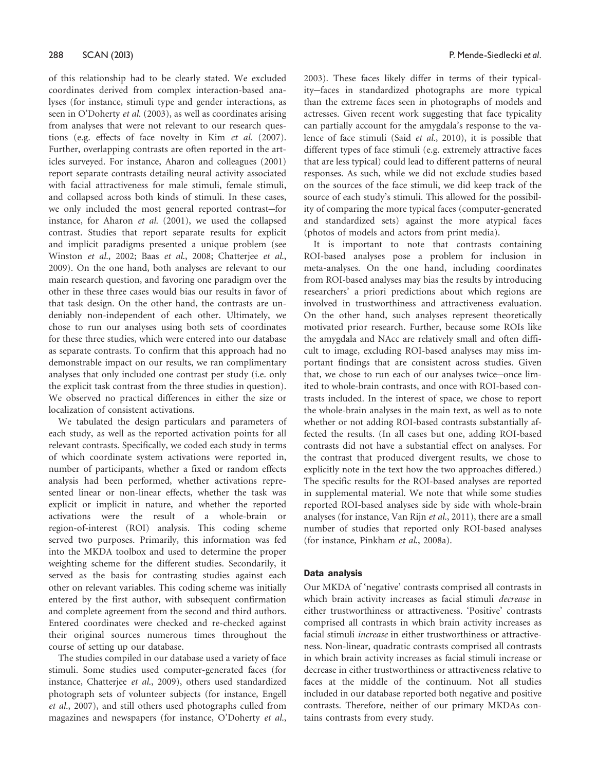of this relationship had to be clearly stated. We excluded coordinates derived from complex interaction-based analyses (for instance, stimuli type and gender interactions, as seen in O'Doherty *et al.* (2003), as well as coordinates arising from analyses that were not relevant to our research questions (e.g. effects of face novelty in Kim *et al.* (2007). Further, overlapping contrasts are often reported in the articles surveyed. For instance, Aharon and colleagues (2001) report separate contrasts detailing neural activity associated with facial attractiveness for male stimuli, female stimuli, and collapsed across both kinds of stimuli. In these cases, we only included the most general reported contrast—for instance, for Aharon *et al.* (2001), we used the collapsed contrast. Studies that report separate results for explicit and implicit paradigms presented a unique problem (see Winston *et al.*, 2002; Baas *et al.*, 2008; Chatterjee *et al.*, 2009). On the one hand, both analyses are relevant to our main research question, and favoring one paradigm over the other in these three cases would bias our results in favor of that task design. On the other hand, the contrasts are undeniably non-independent of each other. Ultimately, we chose to run our analyses using both sets of coordinates for these three studies, which were entered into our database as separate contrasts. To confirm that this approach had no demonstrable impact on our results, we ran complimentary analyses that only included one contrast per study (i.e. only the explicit task contrast from the three studies in question). We observed no practical differences in either the size or localization of consistent activations.

We tabulated the design particulars and parameters of each study, as well as the reported activation points for all relevant contrasts. Specifically, we coded each study in terms of which coordinate system activations were reported in, number of participants, whether a fixed or random effects analysis had been performed, whether activations represented linear or non-linear effects, whether the task was explicit or implicit in nature, and whether the reported activations were the result of a whole-brain or region-of-interest (ROI) analysis. This coding scheme served two purposes. Primarily, this information was fed into the MKDA toolbox and used to determine the proper weighting scheme for the different studies. Secondarily, it served as the basis for contrasting studies against each other on relevant variables. This coding scheme was initially entered by the first author, with subsequent confirmation and complete agreement from the second and third authors. Entered coordinates were checked and re-checked against their original sources numerous times throughout the course of setting up our database.

The studies compiled in our database used a variety of face stimuli. Some studies used computer-generated faces (for instance, Chatterjee *et al.*, 2009), others used standardized photograph sets of volunteer subjects (for instance, Engell *et al.*, 2007), and still others used photographs culled from magazines and newspapers (for instance, O'Doherty *et al.*, 2003). These faces likely differ in terms of their typicality—faces in standardized photographs are more typical than the extreme faces seen in photographs of models and actresses. Given recent work suggesting that face typicality can partially account for the amygdala's response to the valence of face stimuli (Said *et al.*, 2010), it is possible that different types of face stimuli (e.g. extremely attractive faces that are less typical) could lead to different patterns of neural responses. As such, while we did not exclude studies based on the sources of the face stimuli, we did keep track of the source of each study's stimuli. This allowed for the possibility of comparing the more typical faces (computer-generated and standardized sets) against the more atypical faces (photos of models and actors from print media).

It is important to note that contrasts containing ROI-based analyses pose a problem for inclusion in meta-analyses. On the one hand, including coordinates from ROI-based analyses may bias the results by introducing researchers' a priori predictions about which regions are involved in trustworthiness and attractiveness evaluation. On the other hand, such analyses represent theoretically motivated prior research. Further, because some ROIs like the amygdala and NAcc are relatively small and often difficult to image, excluding ROI-based analyses may miss important findings that are consistent across studies. Given that, we chose to run each of our analyses twice—once limited to whole-brain contrasts, and once with ROI-based contrasts included. In the interest of space, we chose to report the whole-brain analyses in the main text, as well as to note whether or not adding ROI-based contrasts substantially affected the results. (In all cases but one, adding ROI-based contrasts did not have a substantial effect on analyses. For the contrast that produced divergent results, we chose to explicitly note in the text how the two approaches differed.) The specific results for the ROI-based analyses are reported in supplemental material. We note that while some studies reported ROI-based analyses side by side with whole-brain analyses (for instance, Van Rijn *et al.*, 2011), there are a small number of studies that reported only ROI-based analyses (for instance, Pinkham *et al.*, 2008a).

### Data analysis

Our MKDA of 'negative' contrasts comprised all contrasts in which brain activity increases as facial stimuli *decrease* in either trustworthiness or attractiveness. 'Positive' contrasts comprised all contrasts in which brain activity increases as facial stimuli *increase* in either trustworthiness or attractiveness. Non-linear, quadratic contrasts comprised all contrasts in which brain activity increases as facial stimuli increase or decrease in either trustworthiness or attractiveness relative to faces at the middle of the continuum. Not all studies included in our database reported both negative and positive contrasts. Therefore, neither of our primary MKDAs contains contrasts from every study.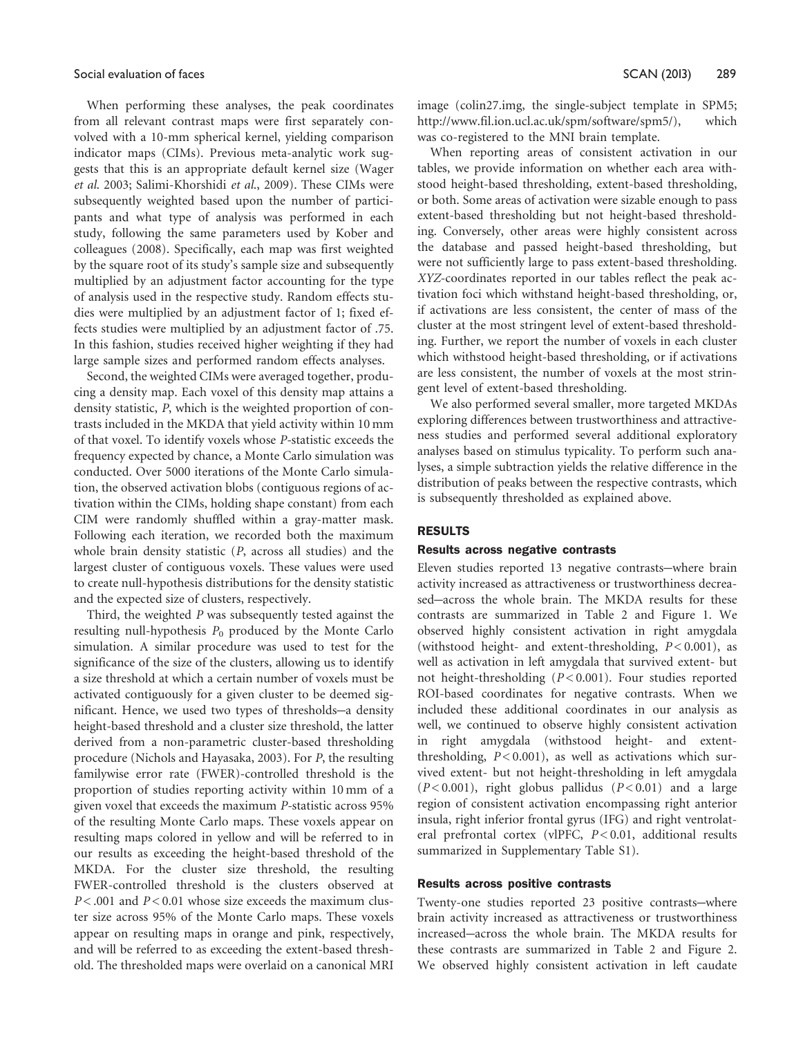When performing these analyses, the peak coordinates from all relevant contrast maps were first separately convolved with a 10-mm spherical kernel, yielding comparison indicator maps (CIMs). Previous meta-analytic work suggests that this is an appropriate default kernel size (Wager *et al.* 2003; Salimi-Khorshidi *et al.*, 2009). These CIMs were subsequently weighted based upon the number of participants and what type of analysis was performed in each study, following the same parameters used by Kober and colleagues (2008). Specifically, each map was first weighted by the square root of its study's sample size and subsequently multiplied by an adjustment factor accounting for the type of analysis used in the respective study. Random effects studies were multiplied by an adjustment factor of 1; fixed effects studies were multiplied by an adjustment factor of .75. In this fashion, studies received higher weighting if they had large sample sizes and performed random effects analyses.

Second, the weighted CIMs were averaged together, producing a density map. Each voxel of this density map attains a density statistic, $P$, which is the weighted proportion of contrasts included in the MKDA that yield activity within 10 mm of that voxel. To identify voxels whose $P$-statistic exceeds the frequency expected by chance, a Monte Carlo simulation was conducted. Over 5000 iterations of the Monte Carlo simulation, the observed activation blobs (contiguous regions of activation within the CIMs, holding shape constant) from each CIM were randomly shuffled within a gray-matter mask. Following each iteration, we recorded both the maximum whole brain density statistic ($P$, across all studies) and the largest cluster of contiguous voxels. These values were used to create null-hypothesis distributions for the density statistic and the expected size of clusters, respectively.

Third, the weighted $P$ was subsequently tested against the resulting null-hypothesis $P_0$ produced by the Monte Carlo simulation. A similar procedure was used to test for the significance of the size of the clusters, allowing us to identify a size threshold at which a certain number of voxels must be activated contiguously for a given cluster to be deemed significant. Hence, we used two types of thresholds—a density height-based threshold and a cluster size threshold, the latter derived from a non-parametric cluster-based thresholding procedure (Nichols and Hayasaka, 2003). For $P$, the resulting familywise error rate (FWER)-controlled threshold is the proportion of studies reporting activity within 10 mm of a given voxel that exceeds the maximum $P$-statistic across 95% of the resulting Monte Carlo maps. These voxels appear on resulting maps colored in yellow and will be referred to in our results as exceeding the height-based threshold of the MKDA. For the cluster size threshold, the resulting FWER-controlled threshold is the clusters observed at $P < .001$ and $P < 0.01$ whose size exceeds the maximum cluster size across 95% of the Monte Carlo maps. These voxels appear on resulting maps in orange and pink, respectively, and will be referred to as exceeding the extent-based threshold. The thresholded maps were overlaid on a canonical MRI image (colin27.img, the single-subject template in SPM5; http://www.fil.ion.ucl.ac.uk/spm/software/spm5/), which was co-registered to the MNI brain template.

When reporting areas of consistent activation in our tables, we provide information on whether each area withstood height-based thresholding, extent-based thresholding, or both. Some areas of activation were sizable enough to pass extent-based thresholding but not height-based thresholding. Conversely, other areas were highly consistent across the database and passed height-based thresholding, but were not sufficiently large to pass extent-based thresholding. *XYZ*-coordinates reported in our tables reflect the peak activation foci which withstand height-based thresholding, or, if activations are less consistent, the center of mass of the cluster at the most stringent level of extent-based thresholding. Further, we report the number of voxels in each cluster which withstood height-based thresholding, or if activations are less consistent, the number of voxels at the most stringent level of extent-based thresholding.

We also performed several smaller, more targeted MKDAs exploring differences between trustworthiness and attractiveness studies and performed several additional exploratory analyses based on stimulus typicality. To perform such analyses, a simple subtraction yields the relative difference in the distribution of peaks between the respective contrasts, which is subsequently thresholded as explained above.

## RESULTS

### Results across negative contrasts

Eleven studies reported 13 negative contrasts—where brain activity increased as attractiveness or trustworthiness decreased—across the whole brain. The MKDA results for these contrasts are summarized in Table 2 and Figure 1. We observed highly consistent activation in right amygdala (withstood height- and extent-thresholding, $P < 0.001$), as well as activation in left amygdala that survived extent- but not height-thresholding ($P < 0.001$). Four studies reported ROI-based coordinates for negative contrasts. When we included these additional coordinates in our analysis as well, we continued to observe highly consistent activation in right amygdala (withstood height- and extent-thresholding, $P < 0.001$), as well as activations which survived extent- but not height-thresholding in left amygdala ($P < 0.001$), right globus pallidus ($P < 0.01$) and a large region of consistent activation encompassing right anterior insula, right inferior frontal gyrus (IFG) and right ventrolateral prefrontal cortex (vlPFC, $P < 0.01$, additional results summarized in Supplementary Table S1).

### Results across positive contrasts

Twenty-one studies reported 23 positive contrasts—where brain activity increased as attractiveness or trustworthiness increased—across the whole brain. The MKDA results for these contrasts are summarized in Table 2 and Figure 2. We observed highly consistent activation in left caudate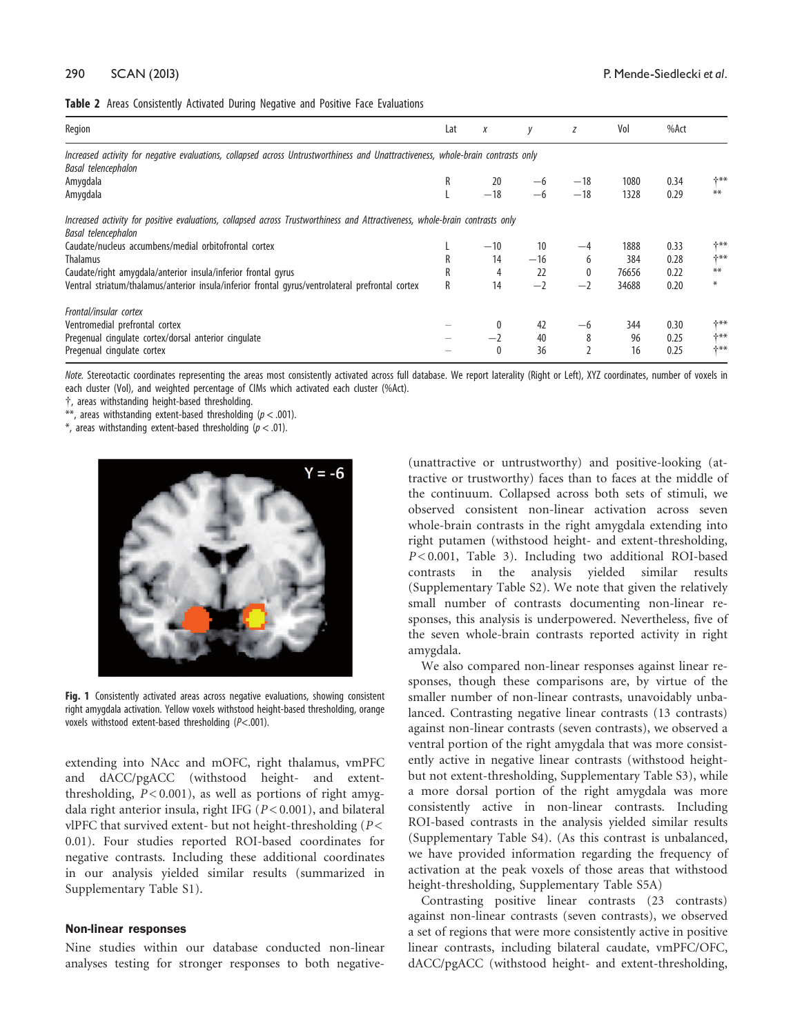**Table 2** Areas Consistently Activated During Negative and Positive Face Evaluations

| Region | Lat | x | y | z | Vol | %Act | |
|---|---|---|---|---|---|---|---|
| *Increased activity for negative evaluations, collapsed across Untrustworthiness and Unattractiveness, whole-brain contrasts only* | | | | | | | |
| *Basal telencephalon* | | | | | | | |
| Amygdala | R | 20 | −6 | −18 | 1080 | 0.34 | †** |
| Amygdala | L | −18 | −6 | −18 | 1328 | 0.29 | ** |
| *Increased activity for positive evaluations, collapsed across Trustworthiness and Attractiveness, whole-brain contrasts only* | | | | | | | |
| *Basal telencephalon* | | | | | | | |
| Caudate/nucleus accumbens/medial orbitofrontal cortex | L | −10 | 10 | −4 | 1888 | 0.33 | †** |
| Thalamus | R | 14 | −16 | 6 | 384 | 0.28 | †** |
| Caudate/right amygdala/anterior insula/inferior frontal gyrus | R | 4 | 22 | 0 | 76656 | 0.22 | ** |
| Ventral striatum/thalamus/anterior insula/inferior frontal gyrus/ventrolateral prefrontal cortex | R | 14 | −2 | −2 | 34688 | 0.20 | * |
| *Frontal/insular cortex* | | | | | | | |
| Ventromedial prefrontal cortex | – | 0 | 42 | −6 | 344 | 0.30 | †** |
| Pregenual cingulate cortex/dorsal anterior cingulate | – | −2 | 40 | 8 | 96 | 0.25 | †** |
| Pregenual cingulate cortex | – | 0 | 36 | 2 | 16 | 0.25 | †** |

*Note.* Stereotactic coordinates representing the areas most consistently activated across full database. We report laterality (Right or Left), XYZ coordinates, number of voxels in each cluster (Vol), and weighted percentage of CIMs which activated each cluster (%Act).
†, areas withstanding height-based thresholding.
**, areas withstanding extent-based thresholding ($p < .001$).
*, areas withstanding extent-based thresholding ($p < .01$).

**Fig. 1** Consistently activated areas across negative evaluations, showing consistent right amygdala activation. Yellow voxels withstood height-based thresholding, orange voxels withstood extent-based thresholding ($P$<.001).

extending into NAcc and mOFC, right thalamus, vmPFC and dACC/pgACC (withstood height- and extent-thresholding, $P < 0.001$), as well as portions of right amygdala right anterior insula, right IFG ($P < 0.001$), and bilateral vlPFC that survived extent- but not height-thresholding ($P < 0.01$). Four studies reported ROI-based coordinates for negative contrasts. Including these additional coordinates in our analysis yielded similar results (summarized in Supplementary Table S1).

## Non-linear responses

Nine studies within our database conducted non-linear analyses testing for stronger responses to both negative-(unattractive or untrustworthy) and positive-looking (attractive or trustworthy) faces than to faces at the middle of the continuum. Collapsed across both sets of stimuli, we observed consistent non-linear activation across seven whole-brain contrasts in the right amygdala extending into right putamen (withstood height- and extent-thresholding, $P < 0.001$, Table 3). Including two additional ROI-based contrasts in the analysis yielded similar results (Supplementary Table S2). We note that given the relatively small number of contrasts documenting non-linear responses, this analysis is underpowered. Nevertheless, five of the seven whole-brain contrasts reported activity in right amygdala.

We also compared non-linear responses against linear responses, though these comparisons are, by virtue of the smaller number of non-linear contrasts, unavoidably unbalanced. Contrasting negative linear contrasts (13 contrasts) against non-linear contrasts (seven contrasts), we observed a ventral portion of the right amygdala that was more consistently active in negative linear contrasts (withstood height- but not extent-thresholding, Supplementary Table S3), while a more dorsal portion of the right amygdala was more consistently active in non-linear contrasts. Including ROI-based contrasts in the analysis yielded similar results (Supplementary Table S4). (As this contrast is unbalanced, we have provided information regarding the frequency of activation at the peak voxels of those areas that withstood height-thresholding, Supplementary Table S5A)

Contrasting positive linear contrasts (23 contrasts) against non-linear contrasts (seven contrasts), we observed a set of regions that were more consistently active in positive linear contrasts, including bilateral caudate, vmPFC/OFC, dACC/pgACC (withstood height- and extent-thresholding,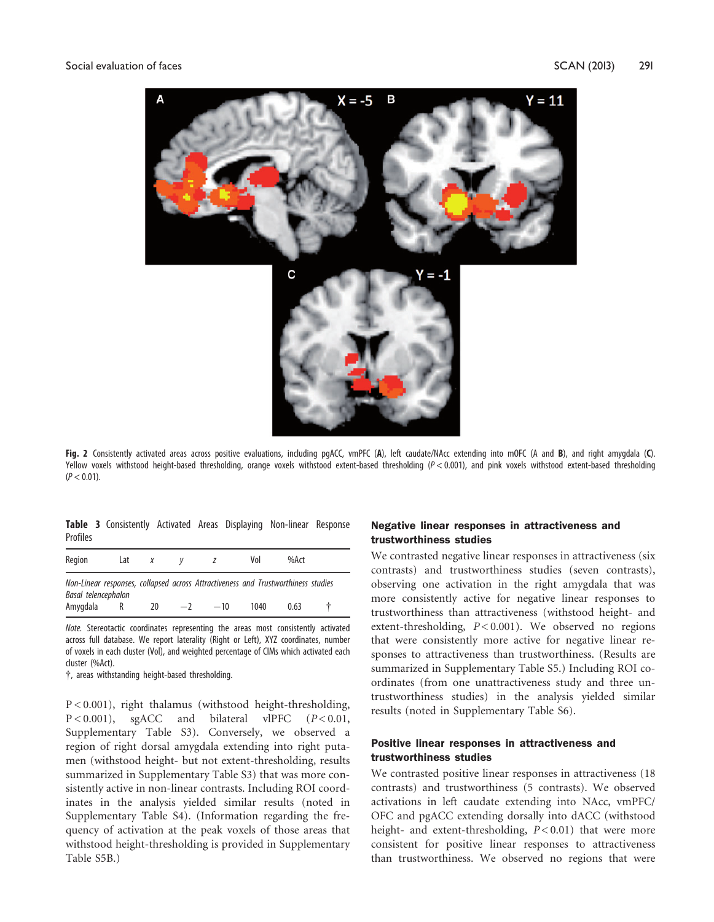Fig. 2 Consistently activated areas across positive evaluations, including pgACC, vmPFC (**A**), left caudate/NAcc extending into mOFC (A and **B**), and right amygdala (**C**). Yellow voxels withstood height-based thresholding, orange voxels withstood extent-based thresholding ($P < 0.001$), and pink voxels withstood extent-based thresholding ($P < 0.01$).

**Table 3** Consistently Activated Areas Displaying Non-linear Response Profiles

| Region | Lat | x | y | z | Vol | %Act | |
|---|---|---|---|---|---|---|---|
| *Non-Linear responses, collapsed across Attractiveness and Trustworthiness studies* | | | | | | | |
| *Basal telencephalon* | | | | | | | |
| Amygdala | R | 20 | −2 | −10 | 1040 | 0.63 | † |

*Note.* Stereotactic coordinates representing the areas most consistently activated across full database. We report laterality (Right or Left), XYZ coordinates, number of voxels in each cluster (Vol), and weighted percentage of CIMs which activated each cluster (%Act).
†, areas withstanding height-based thresholding.

$P < 0.001$), right thalamus (withstood height-thresholding, $P < 0.001$), sgACC and bilateral vlPFC ($P < 0.01$, Supplementary Table S3). Conversely, we observed a region of right dorsal amygdala extending into right putamen (withstood height- but not extent-thresholding, results summarized in Supplementary Table S3) that was more consistently active in non-linear contrasts. Including ROI coordinates in the analysis yielded similar results (noted in Supplementary Table S4). (Information regarding the frequency of activation at the peak voxels of those areas that withstood height-thresholding is provided in Supplementary Table S5B.)

## Negative linear responses in attractiveness and trustworthiness studies

We contrasted negative linear responses in attractiveness (six contrasts) and trustworthiness studies (seven contrasts), observing one activation in the right amygdala that was more consistently active for negative linear responses to trustworthiness than attractiveness (withstood height- and extent-thresholding, $P < 0.001$). We observed no regions that were consistently more active for negative linear responses to attractiveness than trustworthiness. (Results are summarized in Supplementary Table S5.) Including ROI coordinates (from one unattractiveness study and three untrustworthiness studies) in the analysis yielded similar results (noted in Supplementary Table S6).

## Positive linear responses in attractiveness and trustworthiness studies

We contrasted positive linear responses in attractiveness (18 contrasts) and trustworthiness (5 contrasts). We observed activations in left caudate extending into NAcc, vmPFC/OFC and pgACC extending dorsally into dACC (withstood height- and extent-thresholding, $P < 0.01$) that were more consistent for positive linear responses to attractiveness than trustworthiness. We observed no regions that were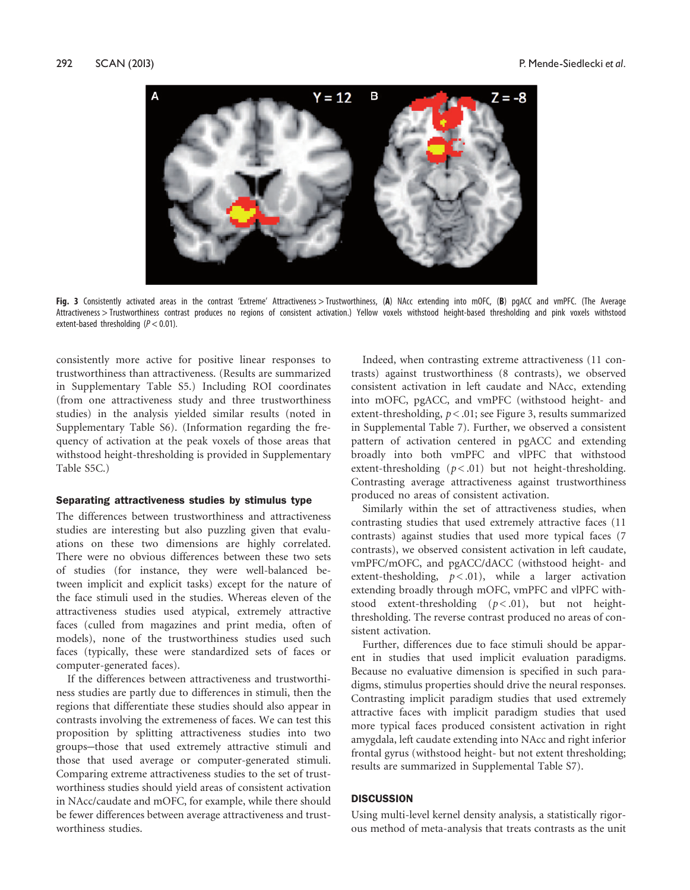Fig. 3 Consistently activated areas in the contrast 'Extreme' Attractiveness > Trustworthiness, (**A**) NAcc extending into mOFC, (**B**) pgACC and vmPFC. (The Average Attractiveness > Trustworthiness contrast produces no regions of consistent activation.) Yellow voxels withstood height-based thresholding and pink voxels withstood extent-based thresholding ($P < 0.01$).

consistently more active for positive linear responses to trustworthiness than attractiveness. (Results are summarized in Supplementary Table S5.) Including ROI coordinates (from one attractiveness study and three trustworthiness studies) in the analysis yielded similar results (noted in Supplementary Table S6). (Information regarding the frequency of activation at the peak voxels of those areas that withstood height-thresholding is provided in Supplementary Table S5C.)

### Separating attractiveness studies by stimulus type

The differences between trustworthiness and attractiveness studies are interesting but also puzzling given that evaluations on these two dimensions are highly correlated. There were no obvious differences between these two sets of studies (for instance, they were well-balanced between implicit and explicit tasks) except for the nature of the face stimuli used in the studies. Whereas eleven of the attractiveness studies used atypical, extremely attractive faces (culled from magazines and print media, often of models), none of the trustworthiness studies used such faces (typically, these were standardized sets of faces or computer-generated faces).

If the differences between attractiveness and trustworthiness studies are partly due to differences in stimuli, then the regions that differentiate these studies should also appear in contrasts involving the extremeness of faces. We can test this proposition by splitting attractiveness studies into two groups—those that used extremely attractive stimuli and those that used average or computer-generated stimuli. Comparing extreme attractiveness studies to the set of trustworthiness studies should yield areas of consistent activation in NAcc/caudate and mOFC, for example, while there should be fewer differences between average attractiveness and trustworthiness studies.

Indeed, when contrasting extreme attractiveness (11 contrasts) against trustworthiness (8 contrasts), we observed consistent activation in left caudate and NAcc, extending into mOFC, pgACC, and vmPFC (withstood height- and extent-thresholding, $p < .01$; see Figure 3, results summarized in Supplemental Table 7). Further, we observed a consistent pattern of activation centered in pgACC and extending broadly into both vmPFC and vlPFC that withstood extent-thresholding ($p < .01$) but not height-thresholding. Contrasting average attractiveness against trustworthiness produced no areas of consistent activation.

Similarly within the set of attractiveness studies, when contrasting studies that used extremely attractive faces (11 contrasts) against studies that used more typical faces (7 contrasts), we observed consistent activation in left caudate, vmPFC/mOFC, and pgACC/dACC (withstood height- and extent-thesholding, $p < .01$), while a larger activation extending broadly through mOFC, vmPFC and vlPFC withstood extent-thresholding ($p < .01$), but not height-thresholding. The reverse contrast produced no areas of consistent activation.

Further, differences due to face stimuli should be apparent in studies that used implicit evaluation paradigms. Because no evaluative dimension is specified in such paradigms, stimulus properties should drive the neural responses. Contrasting implicit paradigm studies that used extremely attractive faces with implicit paradigm studies that used more typical faces produced consistent activation in right amygdala, left caudate extending into NAcc and right inferior frontal gyrus (withstood height- but not extent thresholding; results are summarized in Supplemental Table S7).

## DISCUSSION

Using multi-level kernel density analysis, a statistically rigorous method of meta-analysis that treats contrasts as the unit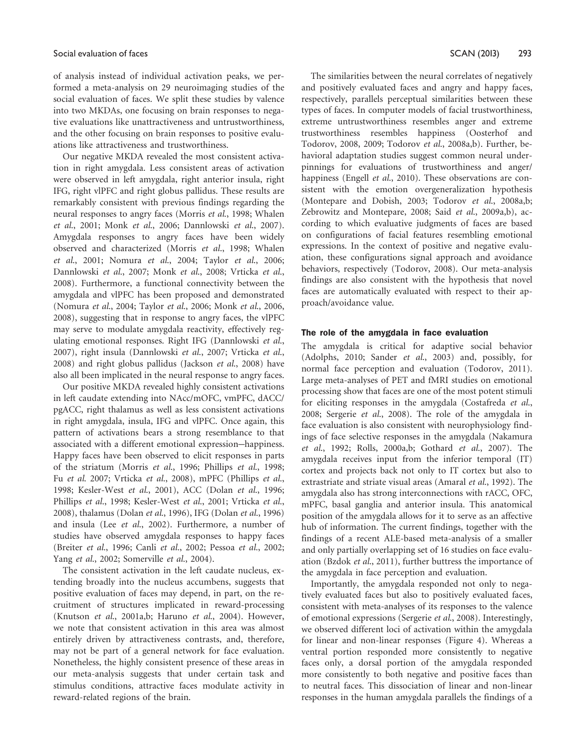of analysis instead of individual activation peaks, we performed a meta-analysis on 29 neuroimaging studies of the social evaluation of faces. We split these studies by valence into two MKDAs, one focusing on brain responses to negative evaluations like unattractiveness and untrustworthiness, and the other focusing on brain responses to positive evaluations like attractiveness and trustworthiness.

Our negative MKDA revealed the most consistent activation in right amygdala. Less consistent areas of activation were observed in left amygdala, right anterior insula, right IFG, right vlPFC and right globus pallidus. These results are remarkably consistent with previous findings regarding the neural responses to angry faces (Morris *et al.*, 1998; Whalen *et al.*, 2001; Monk *et al.*, 2006; Dannlowski *et al.*, 2007). Amygdala responses to angry faces have been widely observed and characterized (Morris *et al.*, 1998; Whalen *et al.*, 2001; Nomura *et al.*, 2004; Taylor *et al.*, 2006; Dannlowski *et al.*, 2007; Monk *et al.*, 2008; Vrticka *et al.*, 2008). Furthermore, a functional connectivity between the amygdala and vlPFC has been proposed and demonstrated (Nomura *et al.*, 2004; Taylor *et al.*, 2006; Monk *et al.*, 2006, 2008), suggesting that in response to angry faces, the vlPFC may serve to modulate amygdala reactivity, effectively regulating emotional responses. Right IFG (Dannlowski *et al.*, 2007), right insula (Dannlowski *et al.*, 2007; Vrticka *et al.*, 2008) and right globus pallidus (Jackson *et al.*, 2008) have also all been implicated in the neural response to angry faces.

Our positive MKDA revealed highly consistent activations in left caudate extending into NAcc/mOFC, vmPFC, dACC/pgACC, right thalamus as well as less consistent activations in right amygdala, insula, IFG and vlPFC. Once again, this pattern of activations bears a strong resemblance to that associated with a different emotional expression—happiness. Happy faces have been observed to elicit responses in parts of the striatum (Morris *et al.*, 1996; Phillips *et al.*, 1998; Fu *et al.* 2007; Vrticka *et al.*, 2008), mPFC (Phillips *et al.*, 1998; Kesler-West *et al.*, 2001), ACC (Dolan *et al.*, 1996; Phillips *et al.*, 1998; Kesler-West *et al.*, 2001; Vrticka *et al.*, 2008), thalamus (Dolan *et al.*, 1996), IFG (Dolan *et al.*, 1996) and insula (Lee *et al.*, 2002). Furthermore, a number of studies have observed amygdala responses to happy faces (Breiter *et al.*, 1996; Canli *et al.*, 2002; Pessoa *et al.*, 2002; Yang *et al.*, 2002; Somerville *et al.*, 2004).

The consistent activation in the left caudate nucleus, extending broadly into the nucleus accumbens, suggests that positive evaluation of faces may depend, in part, on the recruitment of structures implicated in reward-processing (Knutson *et al.*, 2001a,b; Haruno *et al.*, 2004). However, we note that consistent activation in this area was almost entirely driven by attractiveness contrasts, and, therefore, may not be part of a general network for face evaluation. Nonetheless, the highly consistent presence of these areas in our meta-analysis suggests that under certain task and stimulus conditions, attractive faces modulate activity in reward-related regions of the brain.

The similarities between the neural correlates of negatively and positively evaluated faces and angry and happy faces, respectively, parallels perceptual similarities between these types of faces. In computer models of facial trustworthiness, extreme untrustworthiness resembles anger and extreme trustworthiness resembles happiness (Oosterhof and Todorov, 2008, 2009; Todorov *et al.*, 2008a,b). Further, behavioral adaptation studies suggest common neural underpinnings for evaluations of trustworthiness and anger/happiness (Engell *et al.*, 2010). These observations are consistent with the emotion overgeneralization hypothesis (Montepare and Dobish, 2003; Todorov *et al.*, 2008a,b; Zebrowitz and Montepare, 2008; Said *et al.*, 2009a,b), according to which evaluative judgments of faces are based on configurations of facial features resembling emotional expressions. In the context of positive and negative evaluation, these configurations signal approach and avoidance behaviors, respectively (Todorov, 2008). Our meta-analysis findings are also consistent with the hypothesis that novel faces are automatically evaluated with respect to their approach/avoidance value.

## The role of the amygdala in face evaluation

The amygdala is critical for adaptive social behavior (Adolphs, 2010; Sander *et al.*, 2003) and, possibly, for normal face perception and evaluation (Todorov, 2011). Large meta-analyses of PET and fMRI studies on emotional processing show that faces are one of the most potent stimuli for eliciting responses in the amygdala (Costafreda *et al.*, 2008; Sergerie *et al.*, 2008). The role of the amygdala in face evaluation is also consistent with neurophysiology findings of face selective responses in the amygdala (Nakamura *et al.*, 1992; Rolls, 2000a,b; Gothard *et al.*, 2007). The amygdala receives input from the inferior temporal (IT) cortex and projects back not only to IT cortex but also to extrastriate and striate visual areas (Amaral *et al.*, 1992). The amygdala also has strong interconnections with rACC, OFC, mPFC, basal ganglia and anterior insula. This anatomical position of the amygdala allows for it to serve as an affective hub of information. The current findings, together with the findings of a recent ALE-based meta-analysis of a smaller and only partially overlapping set of 16 studies on face evaluation (Bzdok *et al.*, 2011), further buttress the importance of the amygdala in face perception and evaluation.

Importantly, the amygdala responded not only to negatively evaluated faces but also to positively evaluated faces, consistent with meta-analyses of its responses to the valence of emotional expressions (Sergerie *et al.*, 2008). Interestingly, we observed different loci of activation within the amygdala for linear and non-linear responses (Figure 4). Whereas a ventral portion responded more consistently to negative faces only, a dorsal portion of the amygdala responded more consistently to both negative and positive faces than to neutral faces. This dissociation of linear and non-linear responses in the human amygdala parallels the findings of a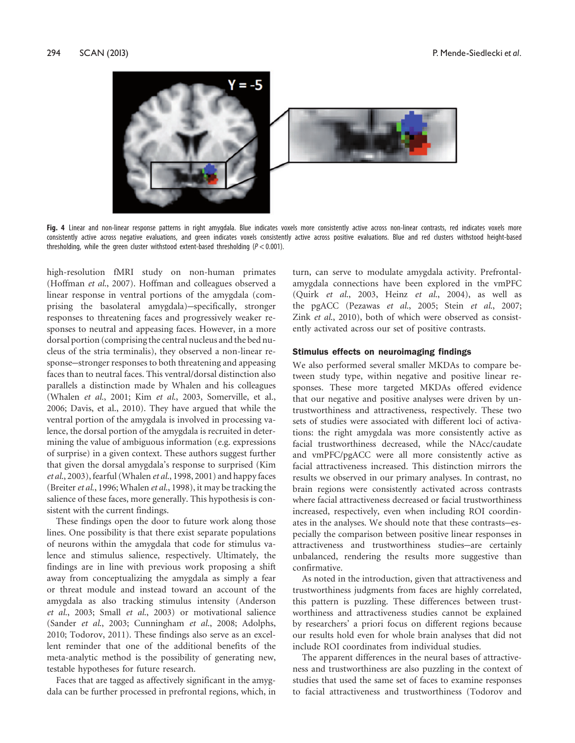**Fig. 4** Linear and non-linear response patterns in right amygdala. Blue indicates voxels more consistently active across non-linear contrasts, red indicates voxels more consistently active across negative evaluations, and green indicates voxels consistently active across positive evaluations. Blue and red clusters withstood height-based thresholding, while the green cluster withstood extent-based thresholding ($P < 0.001$).

high-resolution fMRI study on non-human primates (Hoffman *et al.*, 2007). Hoffman and colleagues observed a linear response in ventral portions of the amygdala (comprising the basolateral amygdala)—specifically, stronger responses to threatening faces and progressively weaker responses to neutral and appeasing faces. However, in a more dorsal portion (comprising the central nucleus and the bed nucleus of the stria terminalis), they observed a non-linear response—stronger responses to both threatening and appeasing faces than to neutral faces. This ventral/dorsal distinction also parallels a distinction made by Whalen and his colleagues (Whalen *et al.*, 2001; Kim *et al.*, 2003, Somerville, et al., 2006; Davis, et al., 2010). They have argued that while the ventral portion of the amygdala is involved in processing valence, the dorsal portion of the amygdala is recruited in determining the value of ambiguous information (e.g. expressions of surprise) in a given context. These authors suggest further that given the dorsal amygdala's response to surprised (Kim *et al.*, 2003), fearful (Whalen *et al.*, 1998, 2001) and happy faces (Breiter *et al.*, 1996; Whalen *et al.*, 1998), it may be tracking the salience of these faces, more generally. This hypothesis is consistent with the current findings.

These findings open the door to future work along those lines. One possibility is that there exist separate populations of neurons within the amygdala that code for stimulus valence and stimulus salience, respectively. Ultimately, the findings are in line with previous work proposing a shift away from conceptualizing the amygdala as simply a fear or threat module and instead toward an account of the amygdala as also tracking stimulus intensity (Anderson *et al.*, 2003; Small *et al.*, 2003) or motivational salience (Sander *et al.*, 2003; Cunningham *et al.*, 2008; Adolphs, 2010; Todorov, 2011). These findings also serve as an excellent reminder that one of the additional benefits of the meta-analytic method is the possibility of generating new, testable hypotheses for future research.

Faces that are tagged as affectively significant in the amygdala can be further processed in prefrontal regions, which, in turn, can serve to modulate amygdala activity. Prefrontal-amygdala connections have been explored in the vmPFC (Quirk *et al.*, 2003, Heinz *et al.*, 2004), as well as the pgACC (Pezawas *et al.*, 2005; Stein *et al.*, 2007; Zink *et al.*, 2010), both of which were observed as consistently activated across our set of positive contrasts.

### Stimulus effects on neuroimaging findings

We also performed several smaller MKDAs to compare between study type, within negative and positive linear responses. These more targeted MKDAs offered evidence that our negative and positive analyses were driven by untrustworthiness and attractiveness, respectively. These two sets of studies were associated with different loci of activations: the right amygdala was more consistently active as facial trustworthiness decreased, while the NAcc/caudate and vmPFC/pgACC were all more consistently active as facial attractiveness increased. This distinction mirrors the results we observed in our primary analyses. In contrast, no brain regions were consistently activated across contrasts where facial attractiveness decreased or facial trustworthiness increased, respectively, even when including ROI coordinates in the analyses. We should note that these contrasts—especially the comparison between positive linear responses in attractiveness and trustworthiness studies—are certainly unbalanced, rendering the results more suggestive than confirmative.

As noted in the introduction, given that attractiveness and trustworthiness judgments from faces are highly correlated, this pattern is puzzling. These differences between trustworthiness and attractiveness studies cannot be explained by researchers' a priori focus on different regions because our results hold even for whole brain analyses that did not include ROI coordinates from individual studies.

The apparent differences in the neural bases of attractiveness and trustworthiness are also puzzling in the context of studies that used the same set of faces to examine responses to facial attractiveness and trustworthiness (Todorov and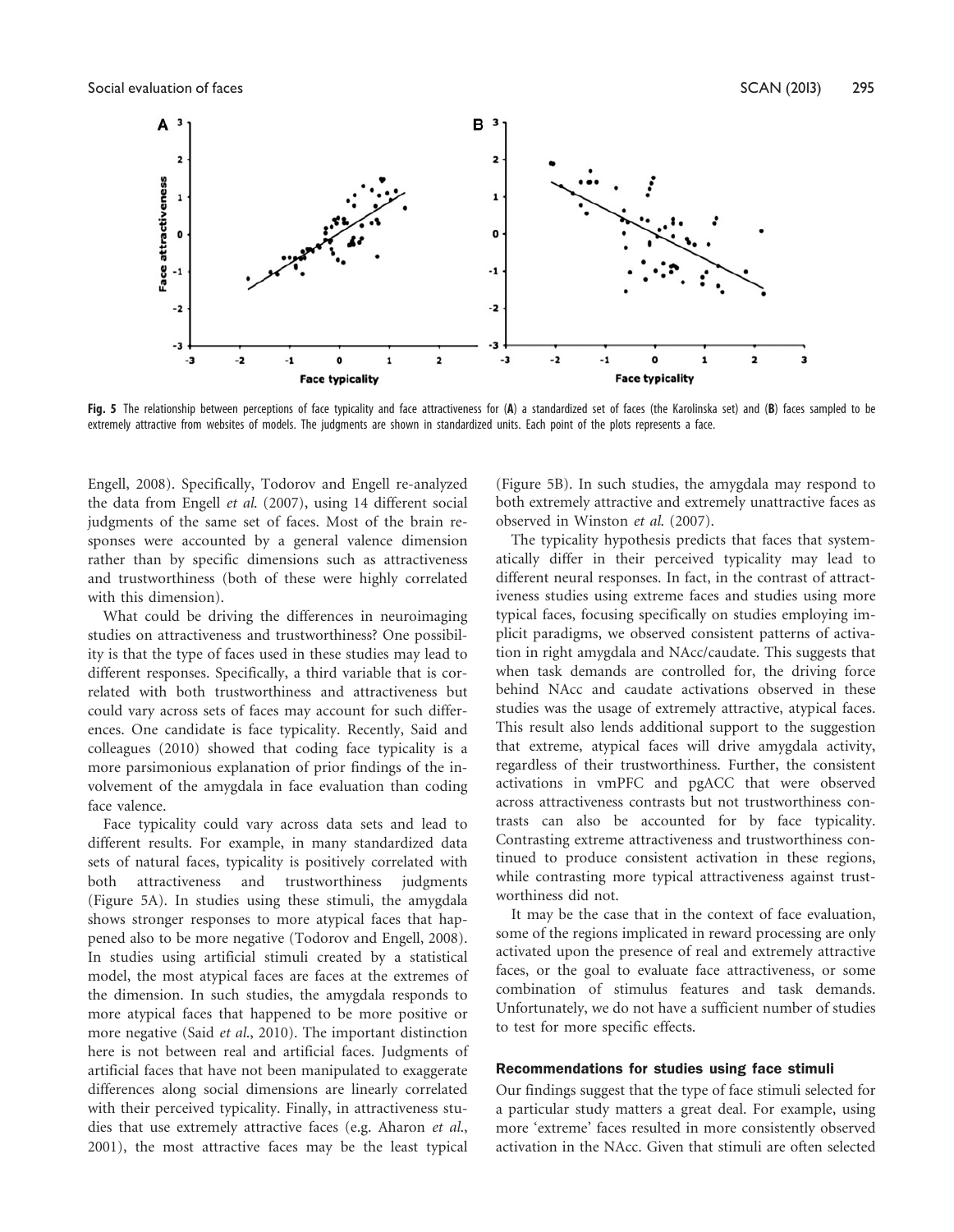A

B

3

2

1

0

-1

-2

-3

Face attractiveness

-3 -2 -1 0 1 2

Face typicality

-3 -2 -1 0 1 2 3

Face typicality

**Fig. 5** The relationship between perceptions of face typicality and face attractiveness for (**A**) a standardized set of faces (the Karolinska set) and (**B**) faces sampled to be extremely attractive from websites of models. The judgments are shown in standardized units. Each point of the plots represents a face.

Engell, 2008). Specifically, Todorov and Engell re-analyzed the data from Engell *et al.* (2007), using 14 different social judgments of the same set of faces. Most of the brain responses were accounted by a general valence dimension rather than by specific dimensions such as attractiveness and trustworthiness (both of these were highly correlated with this dimension).

What could be driving the differences in neuroimaging studies on attractiveness and trustworthiness? One possibility is that the type of faces used in these studies may lead to different responses. Specifically, a third variable that is correlated with both trustworthiness and attractiveness but could vary across sets of faces may account for such differences. One candidate is face typicality. Recently, Said and colleagues (2010) showed that coding face typicality is a more parsimonious explanation of prior findings of the involvement of the amygdala in face evaluation than coding face valence.

Face typicality could vary across data sets and lead to different results. For example, in many standardized data sets of natural faces, typicality is positively correlated with both attractiveness and trustworthiness judgments (Figure 5A). In studies using these stimuli, the amygdala shows stronger responses to more atypical faces that happened also to be more negative (Todorov and Engell, 2008). In studies using artificial stimuli created by a statistical model, the most atypical faces are faces at the extremes of the dimension. In such studies, the amygdala responds to more atypical faces that happened to be more positive or more negative (Said *et al.*, 2010). The important distinction here is not between real and artificial faces. Judgments of artificial faces that have not been manipulated to exaggerate differences along social dimensions are linearly correlated with their perceived typicality. Finally, in attractiveness studies that use extremely attractive faces (e.g. Aharon *et al.*, 2001), the most attractive faces may be the least typical (Figure 5B). In such studies, the amygdala may respond to both extremely attractive and extremely unattractive faces as observed in Winston *et al.* (2007).

The typicality hypothesis predicts that faces that systematically differ in their perceived typicality may lead to different neural responses. In fact, in the contrast of attractiveness studies using extreme faces and studies using more typical faces, focusing specifically on studies employing implicit paradigms, we observed consistent patterns of activation in right amygdala and NAcc/caudate. This suggests that when task demands are controlled for, the driving force behind NAcc and caudate activations observed in these studies was the usage of extremely attractive, atypical faces. This result also lends additional support to the suggestion that extreme, atypical faces will drive amygdala activity, regardless of their trustworthiness. Further, the consistent activations in vmPFC and pgACC that were observed across attractiveness contrasts but not trustworthiness contrasts can also be accounted for by face typicality. Contrasting extreme attractiveness and trustworthiness continued to produce consistent activation in these regions, while contrasting more typical attractiveness against trustworthiness did not.

It may be the case that in the context of face evaluation, some of the regions implicated in reward processing are only activated upon the presence of real and extremely attractive faces, or the goal to evaluate face attractiveness, or some combination of stimulus features and task demands. Unfortunately, we do not have a sufficient number of studies to test for more specific effects.

## Recommendations for studies using face stimuli

Our findings suggest that the type of face stimuli selected for a particular study matters a great deal. For example, using more 'extreme' faces resulted in more consistently observed activation in the NAcc. Given that stimuli are often selected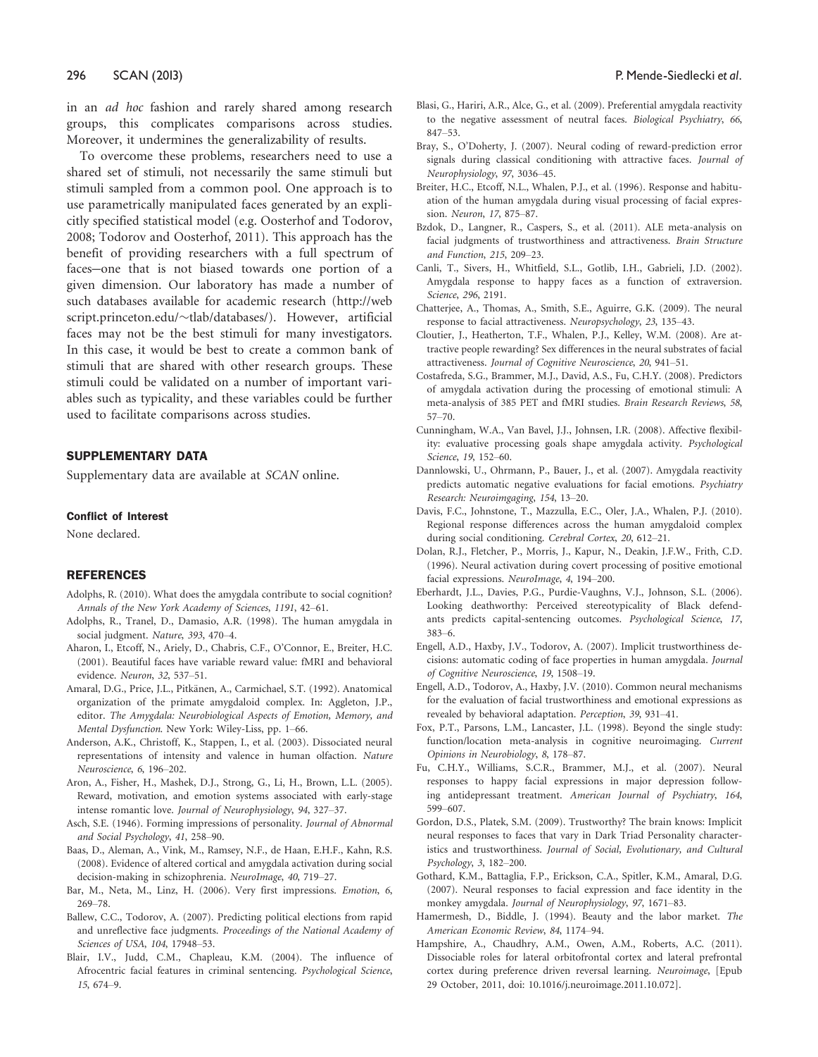in an *ad hoc* fashion and rarely shared among research groups, this complicates comparisons across studies. Moreover, it undermines the generalizability of results.

To overcome these problems, researchers need to use a shared set of stimuli, not necessarily the same stimuli but stimuli sampled from a common pool. One approach is to use parametrically manipulated faces generated by an explicitly specified statistical model (e.g. Oosterhof and Todorov, 2008; Todorov and Oosterhof, 2011). This approach has the benefit of providing researchers with a full spectrum of faces—one that is not biased towards one portion of a given dimension. Our laboratory has made a number of such databases available for academic research (http://webscript.princeton.edu/~tlab/databases/). However, artificial faces may not be the best stimuli for many investigators. In this case, it would be best to create a common bank of stimuli that are shared with other research groups. These stimuli could be validated on a number of important variables such as typicality, and these variables could be further used to facilitate comparisons across studies.

## SUPPLEMENTARY DATA

Supplementary data are available at *SCAN* online.

### Conflict of Interest

None declared.

## REFERENCES

Adolphs, R. (2010). What does the amygdala contribute to social cognition? *Annals of the New York Academy of Sciences*, *1191*, 42–61.

Adolphs, R., Tranel, D., Damasio, A.R. (1998). The human amygdala in social judgment. *Nature*, *393*, 470–4.

Aharon, I., Etcoff, N., Ariely, D., Chabris, C.F., O'Connor, E., Breiter, H.C. (2001). Beautiful faces have variable reward value: fMRI and behavioral evidence. *Neuron*, *32*, 537–51.

Amaral, D.G., Price, J.L., Pitkänen, A., Carmichael, S.T. (1992). Anatomical organization of the primate amygdaloid complex. In: Aggleton, J.P., editor. *The Amygdala: Neurobiological Aspects of Emotion, Memory, and Mental Dysfunction.* New York: Wiley-Liss, pp. 1–66.

Anderson, A.K., Christoff, K., Stappen, I., et al. (2003). Dissociated neural representations of intensity and valence in human olfaction. *Nature Neuroscience*, *6*, 196–202.

Aron, A., Fisher, H., Mashek, D.J., Strong, G., Li, H., Brown, L.L. (2005). Reward, motivation, and emotion systems associated with early-stage intense romantic love. *Journal of Neurophysiology*, *94*, 327–37.

Asch, S.E. (1946). Forming impressions of personality. *Journal of Abnormal and Social Psychology*, *41*, 258–90.

Baas, D., Aleman, A., Vink, M., Ramsey, N.F., de Haan, E.H.F., Kahn, R.S. (2008). Evidence of altered cortical and amygdala activation during social decision-making in schizophrenia. *NeuroImage*, *40*, 719–27.

Bar, M., Neta, M., Linz, H. (2006). Very first impressions. *Emotion*, *6*, 269–78.

Ballew, C.C., Todorov, A. (2007). Predicting political elections from rapid and unreflective face judgments. *Proceedings of the National Academy of Sciences of USA*, *104*, 17948–53.

Blair, I.V., Judd, C.M., Chapleau, K.M. (2004). The influence of Afrocentric facial features in criminal sentencing. *Psychological Science*, *15*, 674–9.

Blasi, G., Hariri, A.R., Alce, G., et al. (2009). Preferential amygdala reactivity to the negative assessment of neutral faces. *Biological Psychiatry*, *66*, 847–53.

Bray, S., O'Doherty, J. (2007). Neural coding of reward-prediction error signals during classical conditioning with attractive faces. *Journal of Neurophysiology*, *97*, 3036–45.

Breiter, H.C., Etcoff, N.L., Whalen, P.J., et al. (1996). Response and habituation of the human amygdala during visual processing of facial expression. *Neuron*, *17*, 875–87.

Bzdok, D., Langner, R., Caspers, S., et al. (2011). ALE meta-analysis on facial judgments of trustworthiness and attractiveness. *Brain Structure and Function*, *215*, 209–23.

Canli, T., Sivers, H., Whitfield, S.L., Gotlib, I.H., Gabrieli, J.D. (2002). Amygdala response to happy faces as a function of extraversion. *Science*, *296*, 2191.

Chatterjee, A., Thomas, A., Smith, S.E., Aguirre, G.K. (2009). The neural response to facial attractiveness. *Neuropsychology*, *23*, 135–43.

Cloutier, J., Heatherton, T.F., Whalen, P.J., Kelley, W.M. (2008). Are attractive people rewarding? Sex differences in the neural substrates of facial attractiveness. *Journal of Cognitive Neuroscience*, *20*, 941–51.

Costafreda, S.G., Brammer, M.J., David, A.S., Fu, C.H.Y. (2008). Predictors of amygdala activation during the processing of emotional stimuli: A meta-analysis of 385 PET and fMRI studies. *Brain Research Reviews*, *58*, 57–70.

Cunningham, W.A., Van Bavel, J.J., Johnsen, I.R. (2008). Affective flexibility: evaluative processing goals shape amygdala activity. *Psychological Science*, *19*, 152–60.

Dannlowski, U., Ohrmann, P., Bauer, J., et al. (2007). Amygdala reactivity predicts automatic negative evaluations for facial emotions. *Psychiatry Research: Neuroimgaging*, *154*, 13–20.

Davis, F.C., Johnstone, T., Mazzulla, E.C., Oler, J.A., Whalen, P.J. (2010). Regional response differences across the human amygdaloid complex during social conditioning. *Cerebral Cortex*, *20*, 612–21.

Dolan, R.J., Fletcher, P., Morris, J., Kapur, N., Deakin, J.F.W., Frith, C.D. (1996). Neural activation during covert processing of positive emotional facial expressions. *NeuroImage*, *4*, 194–200.

Eberhardt, J.L., Davies, P.G., Purdie-Vaughns, V.J., Johnson, S.L. (2006). Looking deathworthy: Perceived stereotypicality of Black defendants predicts capital-sentencing outcomes. *Psychological Science*, *17*, 383–6.

Engell, A.D., Haxby, J.V., Todorov, A. (2007). Implicit trustworthiness decisions: automatic coding of face properties in human amygdala. *Journal of Cognitive Neuroscience*, *19*, 1508–19.

Engell, A.D., Todorov, A., Haxby, J.V. (2010). Common neural mechanisms for the evaluation of facial trustworthiness and emotional expressions as revealed by behavioral adaptation. *Perception*, *39*, 931–41.

Fox, P.T., Parsons, L.M., Lancaster, J.L. (1998). Beyond the single study: function/location meta-analysis in cognitive neuroimaging. *Current Opinions in Neurobiology*, *8*, 178–87.

Fu, C.H.Y., Williams, S.C.R., Brammer, M.J., et al. (2007). Neural responses to happy facial expressions in major depression following antidepressant treatment. *American Journal of Psychiatry*, *164*, 599–607.

Gordon, D.S., Platek, S.M. (2009). Trustworthy? The brain knows: Implicit neural responses to faces that vary in Dark Triad Personality characteristics and trustworthiness. *Journal of Social, Evolutionary, and Cultural Psychology*, *3*, 182–200.

Gothard, K.M., Battaglia, F.P., Erickson, C.A., Spitler, K.M., Amaral, D.G. (2007). Neural responses to facial expression and face identity in the monkey amygdala. *Journal of Neurophysiology*, *97*, 1671–83.

Hamermesh, D., Biddle, J. (1994). Beauty and the labor market. *The American Economic Review*, *84*, 1174–94.

Hampshire, A., Chaudhry, A.M., Owen, A.M., Roberts, A.C. (2011). Dissociable roles for lateral orbitofrontal cortex and lateral prefrontal cortex during preference driven reversal learning. *Neuroimage*, [Epub 29 October, 2011, doi: 10.1016/j.neuroimage.2011.10.072].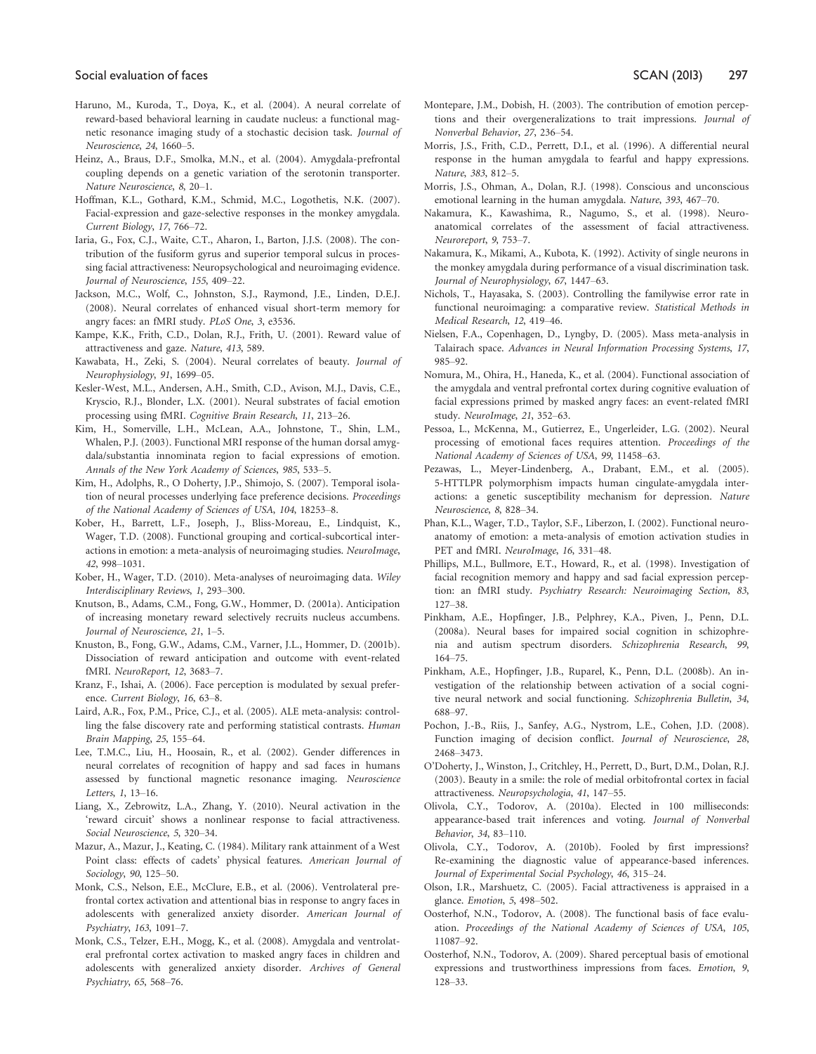Haruno, M., Kuroda, T., Doya, K., et al. (2004). A neural correlate of reward-based behavioral learning in caudate nucleus: a functional magnetic resonance imaging study of a stochastic decision task. *Journal of Neuroscience*, *24*, 1660–5.

Heinz, A., Braus, D.F., Smolka, M.N., et al. (2004). Amygdala-prefrontal coupling depends on a genetic variation of the serotonin transporter. *Nature Neuroscience*, *8*, 20–1.

Hoffman, K.L., Gothard, K.M., Schmid, M.C., Logothetis, N.K. (2007). Facial-expression and gaze-selective responses in the monkey amygdala. *Current Biology*, *17*, 766–72.

Iaria, G., Fox, C.J., Waite, C.T., Aharon, I., Barton, J.J.S. (2008). The contribution of the fusiform gyrus and superior temporal sulcus in processing facial attractiveness: Neuropsychological and neuroimaging evidence. *Journal of Neuroscience*, *155*, 409–22.

Jackson, M.C., Wolf, C., Johnston, S.J., Raymond, J.E., Linden, D.E.J. (2008). Neural correlates of enhanced visual short-term memory for angry faces: an fMRI study. *PLoS One*, *3*, e3536.

Kampe, K.K., Frith, C.D., Dolan, R.J., Frith, U. (2001). Reward value of attractiveness and gaze. *Nature*, *413*, 589.

Kawabata, H., Zeki, S. (2004). Neural correlates of beauty. *Journal of Neurophysiology*, *91*, 1699–05.

Kesler-West, M.L., Andersen, A.H., Smith, C.D., Avison, M.J., Davis, C.E., Kryscio, R.J., Blonder, L.X. (2001). Neural substrates of facial emotion processing using fMRI. *Cognitive Brain Research*, *11*, 213–26.

Kim, H., Somerville, L.H., McLean, A.A., Johnstone, T., Shin, L.M., Whalen, P.J. (2003). Functional MRI response of the human dorsal amygdala/substantia innominata region to facial expressions of emotion. *Annals of the New York Academy of Sciences*, *985*, 533–5.

Kim, H., Adolphs, R., O Doherty, J.P., Shimojo, S. (2007). Temporal isolation of neural processes underlying face preference decisions. *Proceedings of the National Academy of Sciences of USA*, *104*, 18253–8.

Kober, H., Barrett, L.F., Joseph, J., Bliss-Moreau, E., Lindquist, K., Wager, T.D. (2008). Functional grouping and cortical-subcortical interactions in emotion: a meta-analysis of neuroimaging studies. *NeuroImage*, *42*, 998–1031.

Kober, H., Wager, T.D. (2010). Meta-analyses of neuroimaging data. *Wiley Interdisciplinary Reviews*, *1*, 293–300.

Knutson, B., Adams, C.M., Fong, G.W., Hommer, D. (2001a). Anticipation of increasing monetary reward selectively recruits nucleus accumbens. *Journal of Neuroscience*, *21*, 1–5.

Knuston, B., Fong, G.W., Adams, C.M., Varner, J.L., Hommer, D. (2001b). Dissociation of reward anticipation and outcome with event-related fMRI. *NeuroReport*, *12*, 3683–7.

Kranz, F., Ishai, A. (2006). Face perception is modulated by sexual preference. *Current Biology*, *16*, 63–8.

Laird, A.R., Fox, P.M., Price, C.J., et al. (2005). ALE meta-analysis: controlling the false discovery rate and performing statistical contrasts. *Human Brain Mapping*, *25*, 155–64.

Lee, T.M.C., Liu, H., Hoosain, R., et al. (2002). Gender differences in neural correlates of recognition of happy and sad faces in humans assessed by functional magnetic resonance imaging. *Neuroscience Letters*, *1*, 13–16.

Liang, X., Zebrowitz, L.A., Zhang, Y. (2010). Neural activation in the 'reward circuit' shows a nonlinear response to facial attractiveness. *Social Neuroscience*, *5*, 320–34.

Mazur, A., Mazur, J., Keating, C. (1984). Military rank attainment of a West Point class: effects of cadets' physical features. *American Journal of Sociology*, *90*, 125–50.

Monk, C.S., Nelson, E.E., McClure, E.B., et al. (2006). Ventrolateral prefrontal cortex activation and attentional bias in response to angry faces in adolescents with generalized anxiety disorder. *American Journal of Psychiatry*, *163*, 1091–7.

Monk, C.S., Telzer, E.H., Mogg, K., et al. (2008). Amygdala and ventrolateral prefrontal cortex activation to masked angry faces in children and adolescents with generalized anxiety disorder. *Archives of General Psychiatry*, *65*, 568–76.

Montepare, J.M., Dobish, H. (2003). The contribution of emotion perceptions and their overgeneralizations to trait impressions. *Journal of Nonverbal Behavior*, *27*, 236–54.

Morris, J.S., Frith, C.D., Perrett, D.I., et al. (1996). A differential neural response in the human amygdala to fearful and happy expressions. *Nature*, *383*, 812–5.

Morris, J.S., Ohman, A., Dolan, R.J. (1998). Conscious and unconscious emotional learning in the human amygdala. *Nature*, *393*, 467–70.

Nakamura, K., Kawashima, R., Nagumo, S., et al. (1998). Neuroanatomical correlates of the assessment of facial attractiveness. *Neuroreport*, *9*, 753–7.

Nakamura, K., Mikami, A., Kubota, K. (1992). Activity of single neurons in the monkey amygdala during performance of a visual discrimination task. *Journal of Neurophysiology*, *67*, 1447–63.

Nichols, T., Hayasaka, S. (2003). Controlling the familywise error rate in functional neuroimaging: a comparative review. *Statistical Methods in Medical Research*, *12*, 419–46.

Nielsen, F.A., Copenhagen, D., Lyngby, D. (2005). Mass meta-analysis in Talairach space. *Advances in Neural Information Processing Systems*, *17*, 985–92.

Nomura, M., Ohira, H., Haneda, K., et al. (2004). Functional association of the amygdala and ventral prefrontal cortex during cognitive evaluation of facial expressions primed by masked angry faces: an event-related fMRI study. *NeuroImage*, *21*, 352–63.

Pessoa, L., McKenna, M., Gutierrez, E., Ungerleider, L.G. (2002). Neural processing of emotional faces requires attention. *Proceedings of the National Academy of Sciences of USA*, *99*, 11458–63.

Pezawas, L., Meyer-Lindenberg, A., Drabant, E.M., et al. (2005). 5-HTTLPR polymorphism impacts human cingulate-amygdala interactions: a genetic susceptibility mechanism for depression. *Nature Neuroscience*, *8*, 828–34.

Phan, K.L., Wager, T.D., Taylor, S.F., Liberzon, I. (2002). Functional neuroanatomy of emotion: a meta-analysis of emotion activation studies in PET and fMRI. *NeuroImage*, *16*, 331–48.

Phillips, M.L., Bullmore, E.T., Howard, R., et al. (1998). Investigation of facial recognition memory and happy and sad facial expression perception: an fMRI study. *Psychiatry Research: Neuroimaging Section*, *83*, 127–38.

Pinkham, A.E., Hopfinger, J.B., Pelphrey, K.A., Piven, J., Penn, D.L. (2008a). Neural bases for impaired social cognition in schizophrenia and autism spectrum disorders. *Schizophrenia Research*, *99*, 164–75.

Pinkham, A.E., Hopfinger, J.B., Ruparel, K., Penn, D.L. (2008b). An investigation of the relationship between activation of a social cognitive neural network and social functioning. *Schizophrenia Bulletin*, *34*, 688–97.

Pochon, J.-B., Riis, J., Sanfey, A.G., Nystrom, L.E., Cohen, J.D. (2008). Function imaging of decision conflict. *Journal of Neuroscience*, *28*, 2468–3473.

O'Doherty, J., Winston, J., Critchley, H., Perrett, D., Burt, D.M., Dolan, R.J. (2003). Beauty in a smile: the role of medial orbitofrontal cortex in facial attractiveness. *Neuropsychologia*, *41*, 147–55.

Olivola, C.Y., Todorov, A. (2010a). Elected in 100 milliseconds: appearance-based trait inferences and voting. *Journal of Nonverbal Behavior*, *34*, 83–110.

Olivola, C.Y., Todorov, A. (2010b). Fooled by first impressions? Re-examining the diagnostic value of appearance-based inferences. *Journal of Experimental Social Psychology*, *46*, 315–24.

Olson, I.R., Marshuetz, C. (2005). Facial attractiveness is appraised in a glance. *Emotion*, *5*, 498–502.

Oosterhof, N.N., Todorov, A. (2008). The functional basis of face evaluation. *Proceedings of the National Academy of Sciences of USA*, *105*, 11087–92.

Oosterhof, N.N., Todorov, A. (2009). Shared perceptual basis of emotional expressions and trustworthiness impressions from faces. *Emotion*, *9*, 128–33.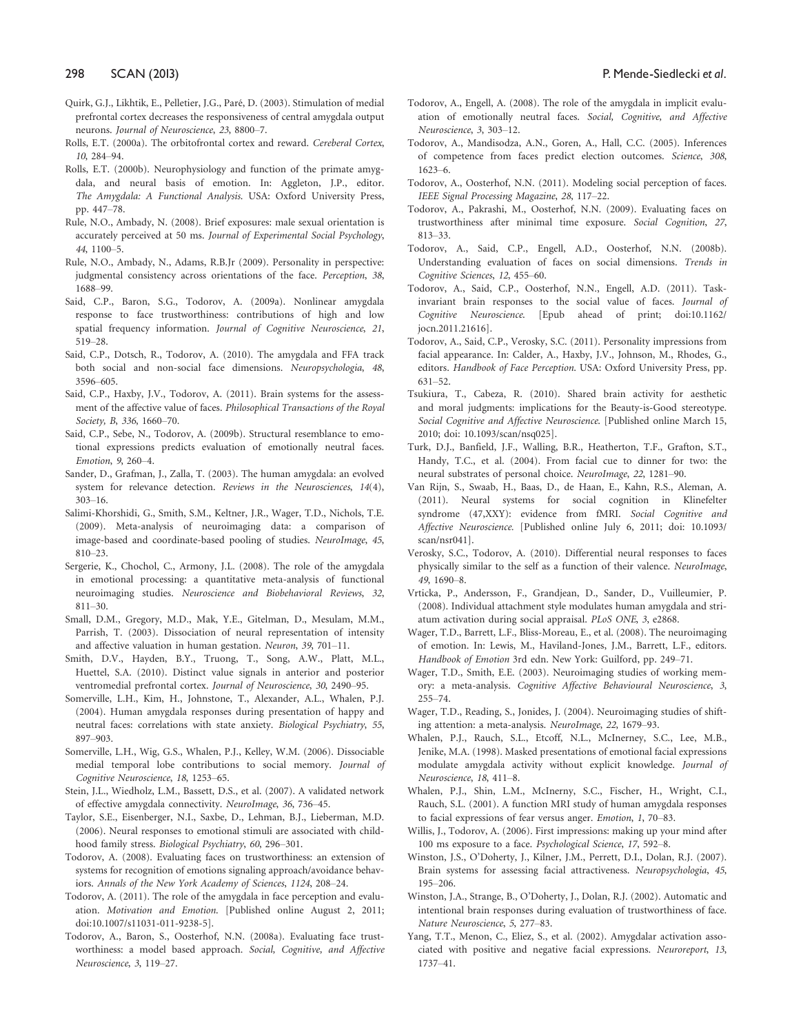Quirk, G.J., Likhtik, E., Pelletier, J.G., Paré, D. (2003). Stimulation of medial prefrontal cortex decreases the responsiveness of central amygdala output neurons. *Journal of Neuroscience*, *23*, 8800–7.

Rolls, E.T. (2000a). The orbitofrontal cortex and reward. *Cereberal Cortex*, *10*, 284–94.

Rolls, E.T. (2000b). Neurophysiology and function of the primate amygdala, and neural basis of emotion. In: Aggleton, J.P., editor. *The Amygdala: A Functional Analysis*. USA: Oxford University Press, pp. 447–78.

Rule, N.O., Ambady, N. (2008). Brief exposures: male sexual orientation is accurately perceived at 50 ms. *Journal of Experimental Social Psychology*, *44*, 1100–5.

Rule, N.O., Ambady, N., Adams, R.B.Jr (2009). Personality in perspective: judgmental consistency across orientations of the face. *Perception*, *38*, 1688–99.

Said, C.P., Baron, S.G., Todorov, A. (2009a). Nonlinear amygdala response to face trustworthiness: contributions of high and low spatial frequency information. *Journal of Cognitive Neuroscience*, *21*, 519–28.

Said, C.P., Dotsch, R., Todorov, A. (2010). The amygdala and FFA track both social and non-social face dimensions. *Neuropsychologia*, *48*, 3596–605.

Said, C.P., Haxby, J.V., Todorov, A. (2011). Brain systems for the assessment of the affective value of faces. *Philosophical Transactions of the Royal Society, B*, *336*, 1660–70.

Said, C.P., Sebe, N., Todorov, A. (2009b). Structural resemblance to emotional expressions predicts evaluation of emotionally neutral faces. *Emotion*, *9*, 260–4.

Sander, D., Grafman, J., Zalla, T. (2003). The human amygdala: an evolved system for relevance detection. *Reviews in the Neurosciences*, *14*(4), 303–16.

Salimi-Khorshidi, G., Smith, S.M., Keltner, J.R., Wager, T.D., Nichols, T.E. (2009). Meta-analysis of neuroimaging data: a comparison of image-based and coordinate-based pooling of studies. *NeuroImage*, *45*, 810–23.

Sergerie, K., Chochol, C., Armony, J.L. (2008). The role of the amygdala in emotional processing: a quantitative meta-analysis of functional neuroimaging studies. *Neuroscience and Biobehavioral Reviews*, *32*, 811–30.

Small, D.M., Gregory, M.D., Mak, Y.E., Gitelman, D., Mesulam, M.M., Parrish, T. (2003). Dissociation of neural representation of intensity and affective valuation in human gestation. *Neuron*, *39*, 701–11.

Smith, D.V., Hayden, B.Y., Truong, T., Song, A.W., Platt, M.L., Huettel, S.A. (2010). Distinct value signals in anterior and posterior ventromedial prefrontal cortex. *Journal of Neuroscience*, *30*, 2490–95.

Somerville, L.H., Kim, H., Johnstone, T., Alexander, A.L., Whalen, P.J. (2004). Human amygdala responses during presentation of happy and neutral faces: correlations with state anxiety. *Biological Psychiatry*, *55*, 897–903.

Somerville, L.H., Wig, G.S., Whalen, P.J., Kelley, W.M. (2006). Dissociable medial temporal lobe contributions to social memory. *Journal of Cognitive Neuroscience*, *18*, 1253–65.

Stein, J.L., Wiedholz, L.M., Bassett, D.S., et al. (2007). A validated network of effective amygdala connectivity. *NeuroImage*, *36*, 736–45.

Taylor, S.E., Eisenberger, N.I., Saxbe, D., Lehman, B.J., Lieberman, M.D. (2006). Neural responses to emotional stimuli are associated with childhood family stress. *Biological Psychiatry*, *60*, 296–301.

Todorov, A. (2008). Evaluating faces on trustworthiness: an extension of systems for recognition of emotions signaling approach/avoidance behaviors. *Annals of the New York Academy of Sciences*, *1124*, 208–24.

Todorov, A. (2011). The role of the amygdala in face perception and evaluation. *Motivation and Emotion*. [Published online August 2, 2011; doi:10.1007/s11031-011-9238-5].

Todorov, A., Baron, S., Oosterhof, N.N. (2008a). Evaluating face trustworthiness: a model based approach. *Social, Cognitive, and Affective Neuroscience*, *3*, 119–27.

Todorov, A., Engell, A. (2008). The role of the amygdala in implicit evaluation of emotionally neutral faces. *Social, Cognitive, and Affective Neuroscience*, *3*, 303–12.

Todorov, A., Mandisodza, A.N., Goren, A., Hall, C.C. (2005). Inferences of competence from faces predict election outcomes. *Science*, *308*, 1623–6.

Todorov, A., Oosterhof, N.N. (2011). Modeling social perception of faces. *IEEE Signal Processing Magazine*, *28*, 117–22.

Todorov, A., Pakrashi, M., Oosterhof, N.N. (2009). Evaluating faces on trustworthiness after minimal time exposure. *Social Cognition*, *27*, 813–33.

Todorov, A., Said, C.P., Engell, A.D., Oosterhof, N.N. (2008b). Understanding evaluation of faces on social dimensions. *Trends in Cognitive Sciences*, *12*, 455–60.

Todorov, A., Said, C.P., Oosterhof, N.N., Engell, A.D. (2011). Task-invariant brain responses to the social value of faces. *Journal of Cognitive Neuroscience*. [Epub ahead of print; doi:10.1162/jocn.2011.21616].

Todorov, A., Said, C.P., Verosky, S.C. (2011). Personality impressions from facial appearance. In: Calder, A., Haxby, J.V., Johnson, M., Rhodes, G., editors. *Handbook of Face Perception*. USA: Oxford University Press, pp. 631–52.

Tsukiura, T., Cabeza, R. (2010). Shared brain activity for aesthetic and moral judgments: implications for the Beauty-is-Good stereotype. *Social Cognitive and Affective Neuroscience*. [Published online March 15, 2010; doi: 10.1093/scan/nsq025].

Turk, D.J., Banfield, J.F., Walling, B.R., Heatherton, T.F., Grafton, S.T., Handy, T.C., et al. (2004). From facial cue to dinner for two: the neural substrates of personal choice. *NeuroImage*, *22*, 1281–90.

Van Rijn, S., Swaab, H., Baas, D., de Haan, E., Kahn, R.S., Aleman, A. (2011). Neural systems for social cognition in Klinefelter syndrome (47,XXY): evidence from fMRI. *Social Cognitive and Affective Neuroscience*. [Published online July 6, 2011; doi: 10.1093/scan/nsr041].

Verosky, S.C., Todorov, A. (2010). Differential neural responses to faces physically similar to the self as a function of their valence. *NeuroImage*, *49*, 1690–8.

Vrticka, P., Andersson, F., Grandjean, D., Sander, D., Vuilleumier, P. (2008). Individual attachment style modulates human amygdala and striatum activation during social appraisal. *PLoS ONE*, *3*, e2868.

Wager, T.D., Barrett, L.F., Bliss-Moreau, E., et al. (2008). The neuroimaging of emotion. In: Lewis, M., Haviland-Jones, J.M., Barrett, L.F., editors. *Handbook of Emotion* 3rd edn. New York: Guilford, pp. 249–71.

Wager, T.D., Smith, E.E. (2003). Neuroimaging studies of working memory: a meta-analysis. *Cognitive Affective Behavioural Neuroscience*, *3*, 255–74.

Wager, T.D., Reading, S., Jonides, J. (2004). Neuroimaging studies of shifting attention: a meta-analysis. *NeuroImage*, *22*, 1679–93.

Whalen, P.J., Rauch, S.L., Etcoff, N.L., McInerney, S.C., Lee, M.B., Jenike, M.A. (1998). Masked presentations of emotional facial expressions modulate amygdala activity without explicit knowledge. *Journal of Neuroscience*, *18*, 411–8.

Whalen, P.J., Shin, L.M., McInerny, S.C., Fischer, H., Wright, C.I., Rauch, S.L. (2001). A function MRI study of human amygdala responses to facial expressions of fear versus anger. *Emotion*, *1*, 70–83.

Willis, J., Todorov, A. (2006). First impressions: making up your mind after 100 ms exposure to a face. *Psychological Science*, *17*, 592–8.

Winston, J.S., O'Doherty, J., Kilner, J.M., Perrett, D.I., Dolan, R.J. (2007). Brain systems for assessing facial attractiveness. *Neuropsychologia*, *45*, 195–206.

Winston, J.A., Strange, B., O'Doherty, J., Dolan, R.J. (2002). Automatic and intentional brain responses during evaluation of trustworthiness of face. *Nature Neuroscience*, *5*, 277–83.

Yang, T.T., Menon, C., Eliez, S., et al. (2002). Amygdalar activation associated with positive and negative facial expressions. *Neuroreport*, *13*, 1737–41.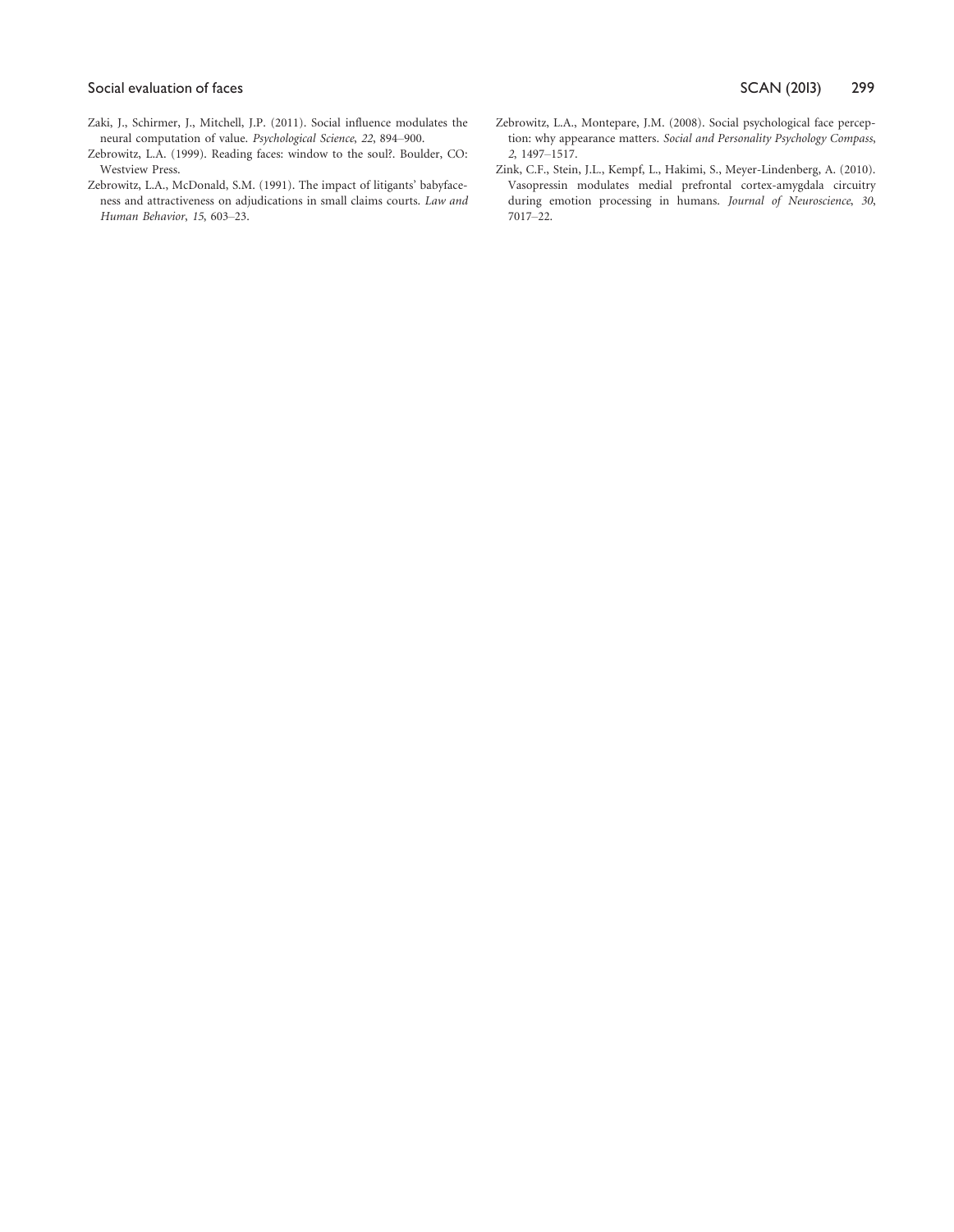Zaki, J., Schirmer, J., Mitchell, J.P. (2011). Social influence modulates the neural computation of value. *Psychological Science*, *22*, 894–900.

Zebrowitz, L.A. (1999). Reading faces: window to the soul?. Boulder, CO: Westview Press.

Zebrowitz, L.A., McDonald, S.M. (1991). The impact of litigants' babyfaceness and attractiveness on adjudications in small claims courts. *Law and Human Behavior*, *15*, 603–23.

Zebrowitz, L.A., Montepare, J.M. (2008). Social psychological face perception: why appearance matters. *Social and Personality Psychology Compass*, *2*, 1497–1517.

Zink, C.F., Stein, J.L., Kempf, L., Hakimi, S., Meyer-Lindenberg, A. (2010). Vasopressin modulates medial prefrontal cortex-amygdala circuitry during emotion processing in humans. *Journal of Neuroscience*, *30*, 7017–22.